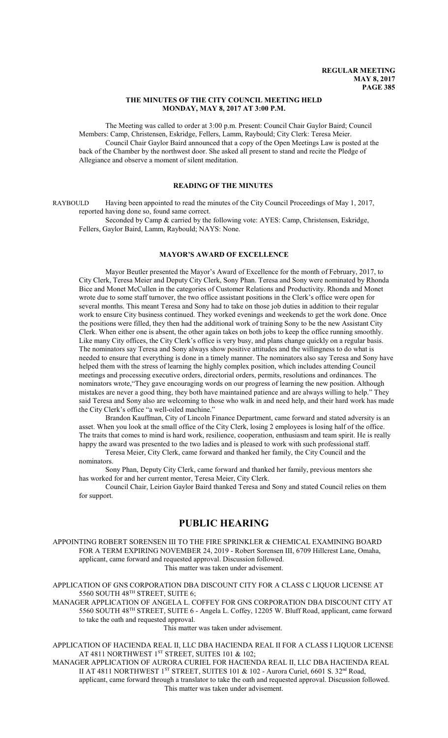# THE MINUTES OF THE CITY COUNCIL MEETING HELD MONDAY, MAY 8, 2017 AT 3:00 P.M.

The Meeting was called to order at 3:00 p.m. Present: Council Chair Gaylor Baird; Council Members: Camp, Christensen, Eskridge, Fellers, Lamm, Raybould; City Clerk: Teresa Meier.

Council Chair Gaylor Baird announced that a copy of the Open Meetings Law is posted at the back of the Chamber by the northwest door. She asked all present to stand and recite the Pledge of Allegiance and observe a moment of silent meditation.

## READING OF THE MINUTES

RAYBOULD Having been appointed to read the minutes of the City Council Proceedings of May 1, 2017, reported having done so, found same correct.

Seconded by Camp & carried by the following vote: AYES: Camp, Christensen, Eskridge, Fellers, Gaylor Baird, Lamm, Raybould; NAYS: None.

## MAYOR'S AWARD OF EXCELLENCE

Mayor Beutler presented the Mayor's Award of Excellence for the month of February, 2017, to City Clerk, Teresa Meier and Deputy City Clerk, Sony Phan. Teresa and Sony were nominated by Rhonda Bice and Monet McCullen in the categories of Customer Relations and Productivity. Rhonda and Monet wrote due to some staff turnover, the two office assistant positions in the Clerk's office were open for several months. This meant Teresa and Sony had to take on those job duties in addition to their regular work to ensure City business continued. They worked evenings and weekends to get the work done. Once the positions were filled, they then had the additional work of training Sony to be the new Assistant City Clerk. When either one is absent, the other again takes on both jobs to keep the office running smoothly. Like many City offices, the City Clerk's office is very busy, and plans change quickly on a regular basis. The nominators say Teresa and Sony always show positive attitudes and the willingness to do what is needed to ensure that everything is done in a timely manner. The nominators also say Teresa and Sony have helped them with the stress of learning the highly complex position, which includes attending Council meetings and processing executive orders, directorial orders, permits, resolutions and ordinances. The nominators wrote,"They gave encouraging words on our progress of learning the new position. Although mistakes are never a good thing, they both have maintained patience and are always willing to help." They said Teresa and Sony also are welcoming to those who walk in and need help, and their hard work has made the City Clerk's office "a well-oiled machine."

Brandon Kauffman, City of Lincoln Finance Department, came forward and stated adversity is an asset. When you look at the small office of the City Clerk, losing 2 employees is losing half of the office. The traits that comes to mind is hard work, resilience, cooperation, enthusiasm and team spirit. He is really happy the award was presented to the two ladies and is pleased to work with such professional staff.

Teresa Meier, City Clerk, came forward and thanked her family, the City Council and the nominators.

Sony Phan, Deputy City Clerk, came forward and thanked her family, previous mentors she has worked for and her current mentor, Teresa Meier, City Clerk.

Council Chair, Leirion Gaylor Baird thanked Teresa and Sony and stated Council relies on them for support.

# PUBLIC HEARING

APPOINTING ROBERT SORENSEN III TO THE FIRE SPRINKLER & CHEMICAL EXAMINING BOARD FOR A TERM EXPIRING NOVEMBER 24, 2019 - Robert Sorensen III, 6709 Hillcrest Lane, Omaha, applicant, came forward and requested approval. Discussion followed.

This matter was taken under advisement.

APPLICATION OF GNS CORPORATION DBA DISCOUNT CITY FOR A CLASS C LIQUOR LICENSE AT 5560 SOUTH 48TH STREET, SUITE 6;

MANAGER APPLICATION OF ANGELA L. COFFEY FOR GNS CORPORATION DBA DISCOUNT CITY AT 5560 SOUTH 48TH STREET, SUITE 6 - Angela L. Coffey, 12205 W. Bluff Road, applicant, came forward to take the oath and requested approval.

This matter was taken under advisement.

APPLICATION OF HACIENDA REAL II, LLC DBA HACIENDA REAL II FOR A CLASS I LIQUOR LICENSE AT 4811 NORTHWEST 1ST STREET, SUITES 101 & 102;

MANAGER APPLICATION OF AURORA CURIEL FOR HACIENDA REAL II, LLC DBA HACIENDA REAL II AT 4811 NORTHWEST 1ST STREET, SUITES 101 & 102 - Aurora Curiel, 6601 S. 32nd Road, applicant, came forward through a translator to take the oath and requested approval. Discussion followed.

This matter was taken under advisement.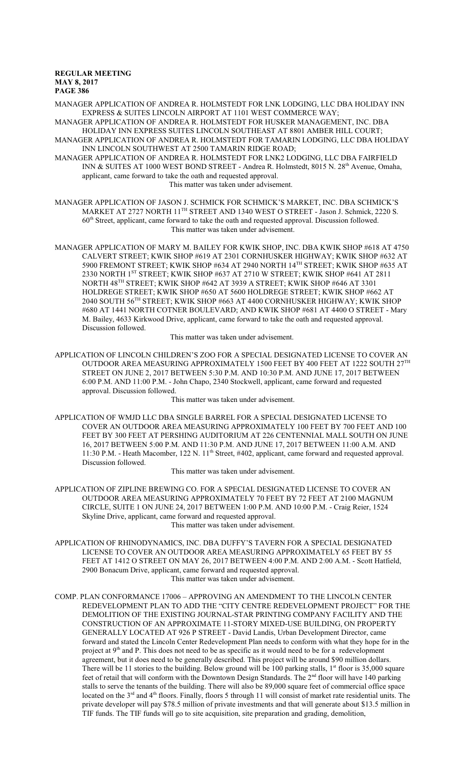MANAGER APPLICATION OF ANDREA R. HOLMSTEDT FOR LNK LODGING, LLC DBA HOLIDAY INN EXPRESS & SUITES LINCOLN AIRPORT AT 1101 WEST COMMERCE WAY;

MANAGER APPLICATION OF ANDREA R. HOLMSTEDT FOR HUSKER MANAGEMENT, INC. DBA HOLIDAY INN EXPRESS SUITES LINCOLN SOUTHEAST AT 8801 AMBER HILL COURT;

MANAGER APPLICATION OF ANDREA R. HOLMSTEDT FOR TAMARIN LODGING, LLC DBA HOLIDAY INN LINCOLN SOUTHWEST AT 2500 TAMARIN RIDGE ROAD;

MANAGER APPLICATION OF ANDREA R. HOLMSTEDT FOR LNK2 LODGING, LLC DBA FAIRFIELD INN & SUITES AT 1000 WEST BOND STREET - Andrea R. Holmstedt, 8015 N. 28th Avenue, Omaha, applicant, came forward to take the oath and requested approval.

This matter was taken under advisement.

MANAGER APPLICATION OF JASON J. SCHMICK FOR SCHMICK'S MARKET, INC. DBA SCHMICK'S MARKET AT 2727 NORTH 11TH STREET AND 1340 WEST O STREET - Jason J. Schmick, 2220 S. 60th Street, applicant, came forward to take the oath and requested approval. Discussion followed.

This matter was taken under advisement.

MANAGER APPLICATION OF MARY M. BAILEY FOR KWIK SHOP, INC. DBA KWIK SHOP #618 AT 4750 CALVERT STREET; KWIK SHOP #619 AT 2301 CORNHUSKER HIGHWAY; KWIK SHOP #632 AT 5900 FREMONT STREET; KWIK SHOP #634 AT 2940 NORTH 14TH STREET; KWIK SHOP #635 AT 2330 NORTH 1ST STREET; KWIK SHOP #637 AT 2710 W STREET; KWIK SHOP #641 AT 2811 NORTH 48TH STREET; KWIK SHOP #642 AT 3939 A STREET; KWIK SHOP #646 AT 3301 HOLDREGE STREET; KWIK SHOP #650 AT 5600 HOLDREGE STREET; KWIK SHOP #662 AT 2040 SOUTH 56TH STREET; KWIK SHOP #663 AT 4400 CORNHUSKER HIGHWAY; KWIK SHOP #680 AT 1441 NORTH COTNER BOULEVARD; AND KWIK SHOP #681 AT 4400 O STREET - Mary M. Bailey, 4633 Kirkwood Drive, applicant, came forward to take the oath and requested approval. Discussion followed.

This matter was taken under advisement.

APPLICATION OF LINCOLN CHILDREN'S ZOO FOR A SPECIAL DESIGNATED LICENSE TO COVER AN OUTDOOR AREA MEASURING APPROXIMATELY 1500 FEET BY 400 FEET AT 1222 SOUTH 27TH STREET ON JUNE 2, 2017 BETWEEN 5:30 P.M. AND 10:30 P.M. AND JUNE 17, 2017 BETWEEN 6:00 P.M. AND 11:00 P.M. - John Chapo, 2340 Stockwell, applicant, came forward and requested approval. Discussion followed.

This matter was taken under advisement.

APPLICATION OF WMJD LLC DBA SINGLE BARREL FOR A SPECIAL DESIGNATED LICENSE TO COVER AN OUTDOOR AREA MEASURING APPROXIMATELY 100 FEET BY 700 FEET AND 100 FEET BY 300 FEET AT PERSHING AUDITORIUM AT 226 CENTENNIAL MALL SOUTH ON JUNE 16, 2017 BETWEEN 5:00 P.M. AND 11:30 P.M. AND JUNE 17, 2017 BETWEEN 11:00 A.M. AND 11:30 P.M. - Heath Macomber, 122 N. 11th Street, #402, applicant, came forward and requested approval. Discussion followed.

This matter was taken under advisement.

APPLICATION OF ZIPLINE BREWING CO. FOR A SPECIAL DESIGNATED LICENSE TO COVER AN OUTDOOR AREA MEASURING APPROXIMATELY 70 FEET BY 72 FEET AT 2100 MAGNUM CIRCLE, SUITE 1 ON JUNE 24, 2017 BETWEEN 1:00 P.M. AND 10:00 P.M. - Craig Reier, 1524 Skyline Drive, applicant, came forward and requested approval.

This matter was taken under advisement.

APPLICATION OF RHINODYNAMICS, INC. DBA DUFFY'S TAVERN FOR A SPECIAL DESIGNATED LICENSE TO COVER AN OUTDOOR AREA MEASURING APPROXIMATELY 65 FEET BY 55 FEET AT 1412 O STREET ON MAY 26, 2017 BETWEEN 4:00 P.M. AND 2:00 A.M. - Scott Hatfield, 2900 Bonacum Drive, applicant, came forward and requested approval.

This matter was taken under advisement.

COMP. PLAN CONFORMANCE 17006 – APPROVING AN AMENDMENT TO THE LINCOLN CENTER REDEVELOPMENT PLAN TO ADD THE "CITY CENTRE REDEVELOPMENT PROJECT" FOR THE DEMOLITION OF THE EXISTING JOURNAL-STAR PRINTING COMPANY FACILITY AND THE CONSTRUCTION OF AN APPROXIMATE 11-STORY MIXED-USE BUILDING, ON PROPERTY GENERALLY LOCATED AT 926 P STREET - David Landis, Urban Development Director, came forward and stated the Lincoln Center Redevelopment Plan needs to conform with what they hope for in the project at 9th and P. This does not need to be as specific as it would need to be for a redevelopment agreement, but it does need to be generally described. This project will be around $90 million dollars. There will be 11 stories to the building. Below ground will be 100 parking stalls, 1st floor is 35,000 square feet of retail that will conform with the Downtown Design Standards. The 2nd floor will have 140 parking stalls to serve the tenants of the building. There will also be 89,000 square feet of commercial office space located on the 3rd and 4th floors. Finally, floors 5 through 11 will consist of market rate residential units. The private developer will pay $78.5 million of private investments and that will generate about $13.5 million in TIF funds. The TIF funds will go to site acquisition, site preparation and grading, demolition,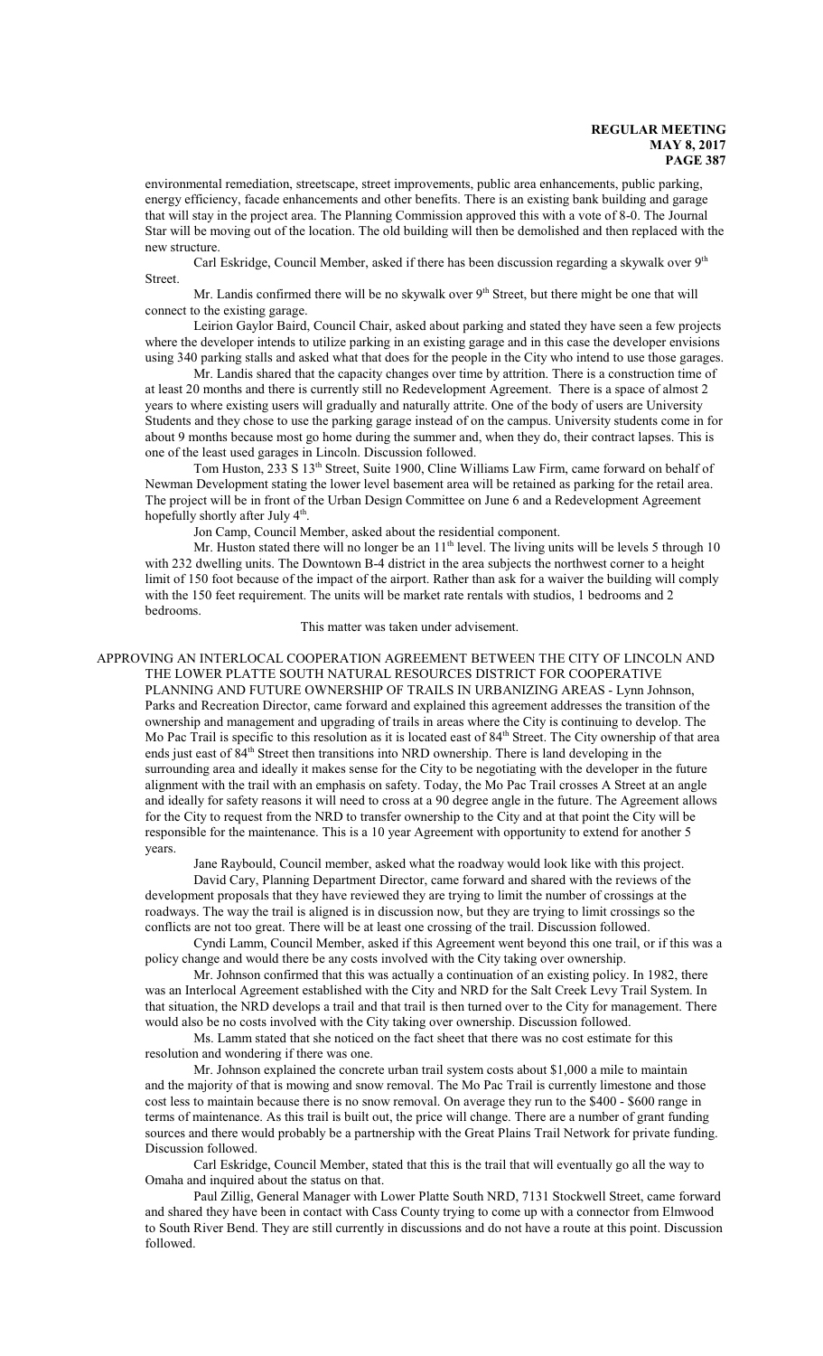environmental remediation, streetscape, street improvements, public area enhancements, public parking, energy efficiency, facade enhancements and other benefits. There is an existing bank building and garage that will stay in the project area. The Planning Commission approved this with a vote of 8-0. The Journal Star will be moving out of the location. The old building will then be demolished and then replaced with the new structure.

Carl Eskridge, Council Member, asked if there has been discussion regarding a skywalk over 9th Street.

Mr. Landis confirmed there will be no skywalk over 9th Street, but there might be one that will connect to the existing garage.

Leirion Gaylor Baird, Council Chair, asked about parking and stated they have seen a few projects where the developer intends to utilize parking in an existing garage and in this case the developer envisions using 340 parking stalls and asked what that does for the people in the City who intend to use those garages.

Mr. Landis shared that the capacity changes over time by attrition. There is a construction time of at least 20 months and there is currently still no Redevelopment Agreement. There is a space of almost 2 years to where existing users will gradually and naturally attrite. One of the body of users are University Students and they chose to use the parking garage instead of on the campus. University students come in for about 9 months because most go home during the summer and, when they do, their contract lapses. This is one of the least used garages in Lincoln. Discussion followed.

Tom Huston, 233 S 13th Street, Suite 1900, Cline Williams Law Firm, came forward on behalf of Newman Development stating the lower level basement area will be retained as parking for the retail area. The project will be in front of the Urban Design Committee on June 6 and a Redevelopment Agreement hopefully shortly after July 4th.

Jon Camp, Council Member, asked about the residential component.

Mr. Huston stated there will no longer be an 11th level. The living units will be levels 5 through 10 with 232 dwelling units. The Downtown B-4 district in the area subjects the northwest corner to a height limit of 150 foot because of the impact of the airport. Rather than ask for a waiver the building will comply with the 150 feet requirement. The units will be market rate rentals with studios, 1 bedrooms and 2 bedrooms.

This matter was taken under advisement.

APPROVING AN INTERLOCAL COOPERATION AGREEMENT BETWEEN THE CITY OF LINCOLN AND THE LOWER PLATTE SOUTH NATURAL RESOURCES DISTRICT FOR COOPERATIVE PLANNING AND FUTURE OWNERSHIP OF TRAILS IN URBANIZING AREAS - Lynn Johnson, Parks and Recreation Director, came forward and explained this agreement addresses the transition of the ownership and management and upgrading of trails in areas where the City is continuing to develop. The Mo Pac Trail is specific to this resolution as it is located east of 84th Street. The City ownership of that area ends just east of 84th Street then transitions into NRD ownership. There is land developing in the surrounding area and ideally it makes sense for the City to be negotiating with the developer in the future alignment with the trail with an emphasis on safety. Today, the Mo Pac Trail crosses A Street at an angle and ideally for safety reasons it will need to cross at a 90 degree angle in the future. The Agreement allows for the City to request from the NRD to transfer ownership to the City and at that point the City will be responsible for the maintenance. This is a 10 year Agreement with opportunity to extend for another 5 years.

Jane Raybould, Council member, asked what the roadway would look like with this project.

David Cary, Planning Department Director, came forward and shared with the reviews of the development proposals that they have reviewed they are trying to limit the number of crossings at the roadways. The way the trail is aligned is in discussion now, but they are trying to limit crossings so the conflicts are not too great. There will be at least one crossing of the trail. Discussion followed.

Cyndi Lamm, Council Member, asked if this Agreement went beyond this one trail, or if this was a policy change and would there be any costs involved with the City taking over ownership.

Mr. Johnson confirmed that this was actually a continuation of an existing policy. In 1982, there was an Interlocal Agreement established with the City and NRD for the Salt Creek Levy Trail System. In that situation, the NRD develops a trail and that trail is then turned over to the City for management. There would also be no costs involved with the City taking over ownership. Discussion followed.

Ms. Lamm stated that she noticed on the fact sheet that there was no cost estimate for this resolution and wondering if there was one.

Mr. Johnson explained the concrete urban trail system costs about $1,000 a mile to maintain and the majority of that is mowing and snow removal. The Mo Pac Trail is currently limestone and those cost less to maintain because there is no snow removal. On average they run to the $400 - $600 range in terms of maintenance. As this trail is built out, the price will change. There are a number of grant funding sources and there would probably be a partnership with the Great Plains Trail Network for private funding. Discussion followed.

Carl Eskridge, Council Member, stated that this is the trail that will eventually go all the way to Omaha and inquired about the status on that.

Paul Zillig, General Manager with Lower Platte South NRD, 7131 Stockwell Street, came forward and shared they have been in contact with Cass County trying to come up with a connector from Elmwood to South River Bend. They are still currently in discussions and do not have a route at this point. Discussion followed.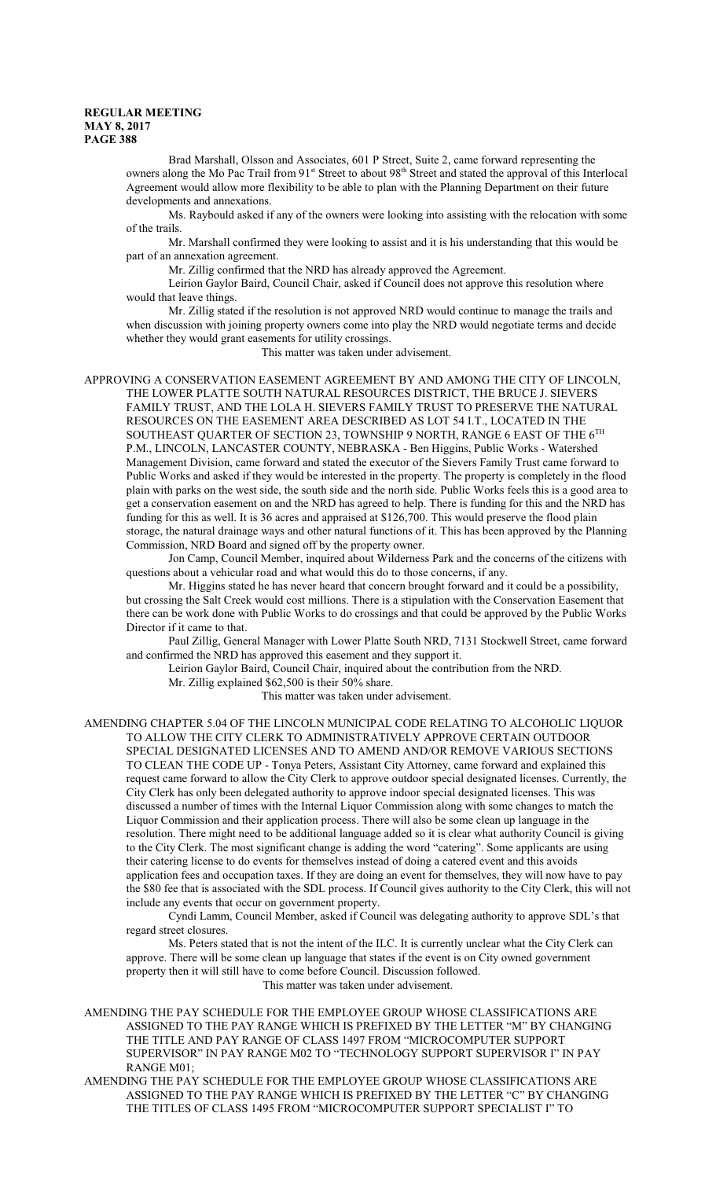Brad Marshall, Olsson and Associates, 601 P Street, Suite 2, came forward representing the owners along the Mo Pac Trail from 91st Street to about 98th Street and stated the approval of this Interlocal Agreement would allow more flexibility to be able to plan with the Planning Department on their future developments and annexations.

Ms. Raybould asked if any of the owners were looking into assisting with the relocation with some of the trails.

Mr. Marshall confirmed they were looking to assist and it is his understanding that this would be part of an annexation agreement.

Mr. Zillig confirmed that the NRD has already approved the Agreement.

Leirion Gaylor Baird, Council Chair, asked if Council does not approve this resolution where would that leave things.

Mr. Zillig stated if the resolution is not approved NRD would continue to manage the trails and when discussion with joining property owners come into play the NRD would negotiate terms and decide whether they would grant easements for utility crossings.

This matter was taken under advisement.

APPROVING A CONSERVATION EASEMENT AGREEMENT BY AND AMONG THE CITY OF LINCOLN, THE LOWER PLATTE SOUTH NATURAL RESOURCES DISTRICT, THE BRUCE J. SIEVERS FAMILY TRUST, AND THE LOLA H. SIEVERS FAMILY TRUST TO PRESERVE THE NATURAL RESOURCES ON THE EASEMENT AREA DESCRIBED AS LOT 54 I.T., LOCATED IN THE SOUTHEAST QUARTER OF SECTION 23, TOWNSHIP 9 NORTH, RANGE 6 EAST OF THE 6TH P.M., LINCOLN, LANCASTER COUNTY, NEBRASKA - Ben Higgins, Public Works - Watershed Management Division, came forward and stated the executor of the Sievers Family Trust came forward to Public Works and asked if they would be interested in the property. The property is completely in the flood plain with parks on the west side, the south side and the north side. Public Works feels this is a good area to get a conservation easement on and the NRD has agreed to help. There is funding for this and the NRD has funding for this as well. It is 36 acres and appraised at $126,700. This would preserve the flood plain storage, the natural drainage ways and other natural functions of it. This has been approved by the Planning Commission, NRD Board and signed off by the property owner.

Jon Camp, Council Member, inquired about Wilderness Park and the concerns of the citizens with questions about a vehicular road and what would this do to those concerns, if any.

Mr. Higgins stated he has never heard that concern brought forward and it could be a possibility, but crossing the Salt Creek would cost millions. There is a stipulation with the Conservation Easement that there can be work done with Public Works to do crossings and that could be approved by the Public Works Director if it came to that.

Paul Zillig, General Manager with Lower Platte South NRD, 7131 Stockwell Street, came forward and confirmed the NRD has approved this easement and they support it.

Leirion Gaylor Baird, Council Chair, inquired about the contribution from the NRD.

Mr. Zillig explained $62,500 is their 50% share.

This matter was taken under advisement.

AMENDING CHAPTER 5.04 OF THE LINCOLN MUNICIPAL CODE RELATING TO ALCOHOLIC LIQUOR TO ALLOW THE CITY CLERK TO ADMINISTRATIVELY APPROVE CERTAIN OUTDOOR SPECIAL DESIGNATED LICENSES AND TO AMEND AND/OR REMOVE VARIOUS SECTIONS TO CLEAN THE CODE UP - Tonya Peters, Assistant City Attorney, came forward and explained this request came forward to allow the City Clerk to approve outdoor special designated licenses. Currently, the City Clerk has only been delegated authority to approve indoor special designated licenses. This was discussed a number of times with the Internal Liquor Commission along with some changes to match the Liquor Commission and their application process. There will also be some clean up language in the resolution. There might need to be additional language added so it is clear what authority Council is giving to the City Clerk. The most significant change is adding the word "catering". Some applicants are using their catering license to do events for themselves instead of doing a catered event and this avoids application fees and occupation taxes. If they are doing an event for themselves, they will now have to pay the $80 fee that is associated with the SDL process. If Council gives authority to the City Clerk, this will not include any events that occur on government property.

Cyndi Lamm, Council Member, asked if Council was delegating authority to approve SDL's that regard street closures.

Ms. Peters stated that is not the intent of the ILC. It is currently unclear what the City Clerk can approve. There will be some clean up language that states if the event is on City owned government property then it will still have to come before Council. Discussion followed.

This matter was taken under advisement.

AMENDING THE PAY SCHEDULE FOR THE EMPLOYEE GROUP WHOSE CLASSIFICATIONS ARE ASSIGNED TO THE PAY RANGE WHICH IS PREFIXED BY THE LETTER "M" BY CHANGING THE TITLE AND PAY RANGE OF CLASS 1497 FROM "MICROCOMPUTER SUPPORT SUPERVISOR" IN PAY RANGE M02 TO "TECHNOLOGY SUPPORT SUPERVISOR I" IN PAY RANGE M01;

AMENDING THE PAY SCHEDULE FOR THE EMPLOYEE GROUP WHOSE CLASSIFICATIONS ARE ASSIGNED TO THE PAY RANGE WHICH IS PREFIXED BY THE LETTER "C" BY CHANGING THE TITLES OF CLASS 1495 FROM "MICROCOMPUTER SUPPORT SPECIALIST I" TO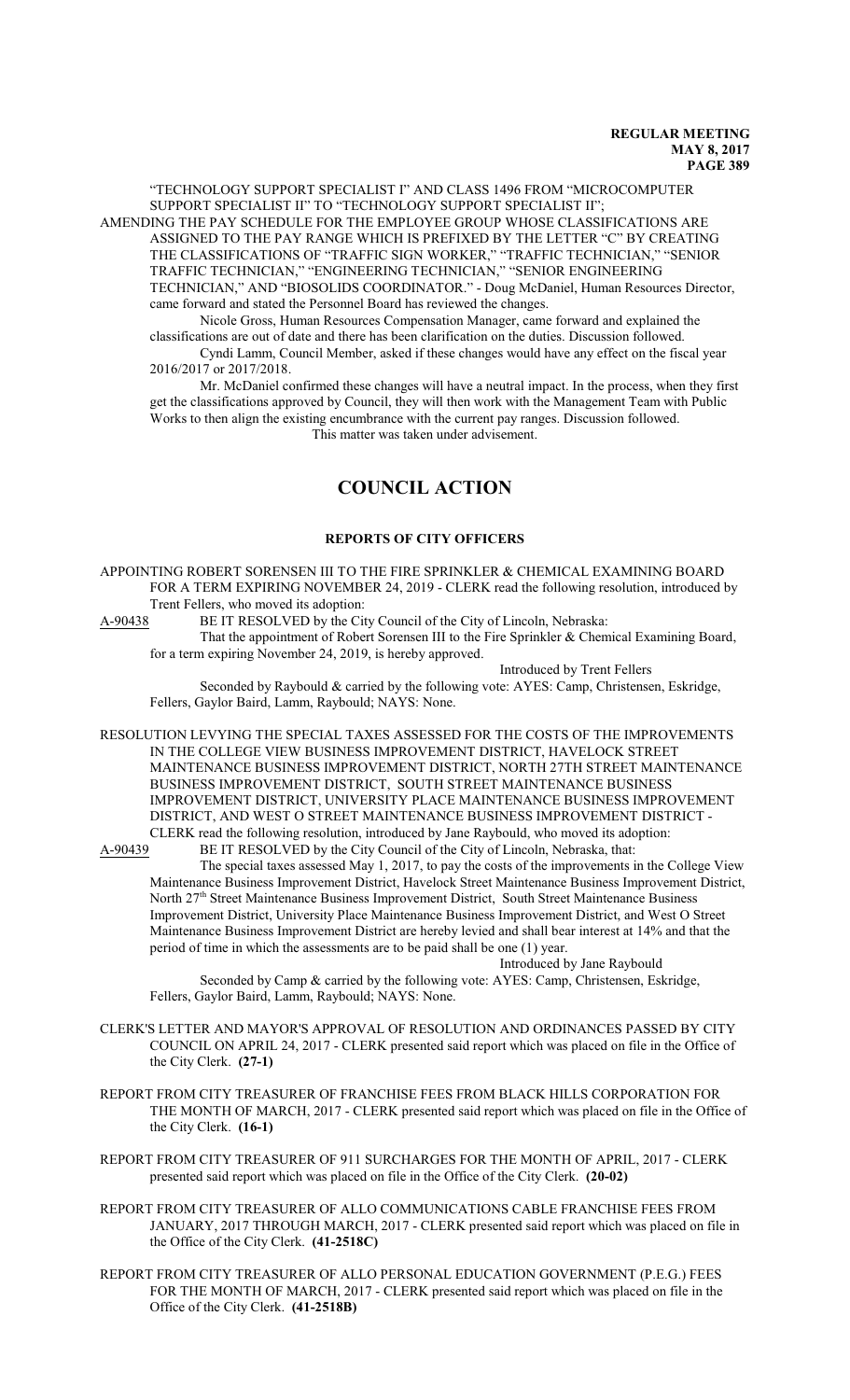"TECHNOLOGY SUPPORT SPECIALIST I" AND CLASS 1496 FROM "MICROCOMPUTER SUPPORT SPECIALIST II" TO "TECHNOLOGY SUPPORT SPECIALIST II"; AMENDING THE PAY SCHEDULE FOR THE EMPLOYEE GROUP WHOSE CLASSIFICATIONS ARE ASSIGNED TO THE PAY RANGE WHICH IS PREFIXED BY THE LETTER "C" BY CREATING THE CLASSIFICATIONS OF "TRAFFIC SIGN WORKER," "TRAFFIC TECHNICIAN," "SENIOR TRAFFIC TECHNICIAN," "ENGINEERING TECHNICIAN," "SENIOR ENGINEERING TECHNICIAN," AND "BIOSOLIDS COORDINATOR." - Doug McDaniel, Human Resources Director, came forward and stated the Personnel Board has reviewed the changes.

Nicole Gross, Human Resources Compensation Manager, came forward and explained the classifications are out of date and there has been clarification on the duties. Discussion followed.

Cyndi Lamm, Council Member, asked if these changes would have any effect on the fiscal year 2016/2017 or 2017/2018.

Mr. McDaniel confirmed these changes will have a neutral impact. In the process, when they first get the classifications approved by Council, they will then work with the Management Team with Public Works to then align the existing encumbrance with the current pay ranges. Discussion followed.

This matter was taken under advisement.

# COUNCIL ACTION

## REPORTS OF CITY OFFICERS

APPOINTING ROBERT SORENSEN III TO THE FIRE SPRINKLER & CHEMICAL EXAMINING BOARD FOR A TERM EXPIRING NOVEMBER 24, 2019 - CLERK read the following resolution, introduced by Trent Fellers, who moved its adoption:

A-90438 BE IT RESOLVED by the City Council of the City of Lincoln, Nebraska:

That the appointment of Robert Sorensen III to the Fire Sprinkler & Chemical Examining Board, for a term expiring November 24, 2019, is hereby approved.

Introduced by Trent Fellers

Seconded by Raybould & carried by the following vote: AYES: Camp, Christensen, Eskridge, Fellers, Gaylor Baird, Lamm, Raybould; NAYS: None.

RESOLUTION LEVYING THE SPECIAL TAXES ASSESSED FOR THE COSTS OF THE IMPROVEMENTS IN THE COLLEGE VIEW BUSINESS IMPROVEMENT DISTRICT, HAVELOCK STREET MAINTENANCE BUSINESS IMPROVEMENT DISTRICT, NORTH 27TH STREET MAINTENANCE BUSINESS IMPROVEMENT DISTRICT, SOUTH STREET MAINTENANCE BUSINESS IMPROVEMENT DISTRICT, UNIVERSITY PLACE MAINTENANCE BUSINESS IMPROVEMENT DISTRICT, AND WEST O STREET MAINTENANCE BUSINESS IMPROVEMENT DISTRICT - CLERK read the following resolution, introduced by Jane Raybould, who moved its adoption:

A-90439 BE IT RESOLVED by the City Council of the City of Lincoln, Nebraska, that:

The special taxes assessed May 1, 2017, to pay the costs of the improvements in the College View Maintenance Business Improvement District, Havelock Street Maintenance Business Improvement District, North 27th Street Maintenance Business Improvement District, South Street Maintenance Business Improvement District, University Place Maintenance Business Improvement District, and West O Street Maintenance Business Improvement District are hereby levied and shall bear interest at 14% and that the period of time in which the assessments are to be paid shall be one (1) year.

Introduced by Jane Raybould

Seconded by Camp & carried by the following vote: AYES: Camp, Christensen, Eskridge, Fellers, Gaylor Baird, Lamm, Raybould; NAYS: None.

CLERK'S LETTER AND MAYOR'S APPROVAL OF RESOLUTION AND ORDINANCES PASSED BY CITY COUNCIL ON APRIL 24, 2017 - CLERK presented said report which was placed on file in the Office of the City Clerk. **(27-1)**

REPORT FROM CITY TREASURER OF FRANCHISE FEES FROM BLACK HILLS CORPORATION FOR THE MONTH OF MARCH, 2017 - CLERK presented said report which was placed on file in the Office of the City Clerk. **(16-1)**

REPORT FROM CITY TREASURER OF 911 SURCHARGES FOR THE MONTH OF APRIL, 2017 - CLERK presented said report which was placed on file in the Office of the City Clerk. **(20-02)**

REPORT FROM CITY TREASURER OF ALLO COMMUNICATIONS CABLE FRANCHISE FEES FROM JANUARY, 2017 THROUGH MARCH, 2017 - CLERK presented said report which was placed on file in the Office of the City Clerk. **(41-2518C)**

REPORT FROM CITY TREASURER OF ALLO PERSONAL EDUCATION GOVERNMENT (P.E.G.) FEES FOR THE MONTH OF MARCH, 2017 - CLERK presented said report which was placed on file in the Office of the City Clerk. **(41-2518B)**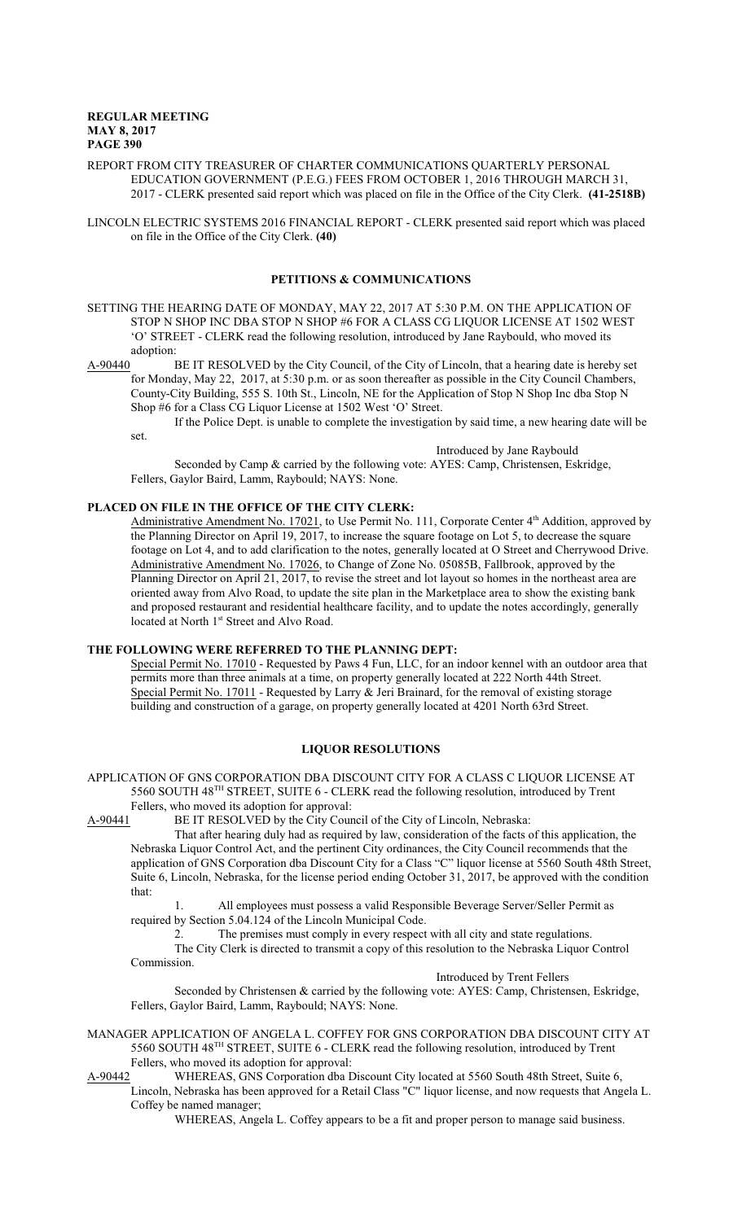REPORT FROM CITY TREASURER OF CHARTER COMMUNICATIONS QUARTERLY PERSONAL EDUCATION GOVERNMENT (P.E.G.) FEES FROM OCTOBER 1, 2016 THROUGH MARCH 31, 2017 - CLERK presented said report which was placed on file in the Office of the City Clerk. **(41-2518B)**

LINCOLN ELECTRIC SYSTEMS 2016 FINANCIAL REPORT - CLERK presented said report which was placed on file in the Office of the City Clerk. **(40)**

## PETITIONS & COMMUNICATIONS

SETTING THE HEARING DATE OF MONDAY, MAY 22, 2017 AT 5:30 P.M. ON THE APPLICATION OF STOP N SHOP INC DBA STOP N SHOP #6 FOR A CLASS CG LIQUOR LICENSE AT 1502 WEST 'O' STREET - CLERK read the following resolution, introduced by Jane Raybould, who moved its adoption:

A-90440 BE IT RESOLVED by the City Council, of the City of Lincoln, that a hearing date is hereby set for Monday, May 22, 2017, at 5:30 p.m. or as soon thereafter as possible in the City Council Chambers, County-City Building, 555 S. 10th St., Lincoln, NE for the Application of Stop N Shop Inc dba Stop N Shop #6 for a Class CG Liquor License at 1502 West 'O' Street.

If the Police Dept. is unable to complete the investigation by said time, a new hearing date will be set.

Introduced by Jane Raybould

Seconded by Camp & carried by the following vote: AYES: Camp, Christensen, Eskridge, Fellers, Gaylor Baird, Lamm, Raybould; NAYS: None.

**PLACED ON FILE IN THE OFFICE OF THE CITY CLERK:**

Administrative Amendment No. 17021, to Use Permit No. 111, Corporate Center 4th Addition, approved by the Planning Director on April 19, 2017, to increase the square footage on Lot 5, to decrease the square footage on Lot 4, and to add clarification to the notes, generally located at O Street and Cherrywood Drive.

Administrative Amendment No. 17026, to Change of Zone No. 05085B, Fallbrook, approved by the Planning Director on April 21, 2017, to revise the street and lot layout so homes in the northeast area are oriented away from Alvo Road, to update the site plan in the Marketplace area to show the existing bank and proposed restaurant and residential healthcare facility, and to update the notes accordingly, generally located at North 1st Street and Alvo Road.

**THE FOLLOWING WERE REFERRED TO THE PLANNING DEPT:**

Special Permit No. 17010 - Requested by Paws 4 Fun, LLC, for an indoor kennel with an outdoor area that permits more than three animals at a time, on property generally located at 222 North 44th Street.

Special Permit No. 17011 - Requested by Larry & Jeri Brainard, for the removal of existing storage building and construction of a garage, on property generally located at 4201 North 63rd Street.

## LIQUOR RESOLUTIONS

APPLICATION OF GNS CORPORATION DBA DISCOUNT CITY FOR A CLASS C LIQUOR LICENSE AT 5560 SOUTH 48TH STREET, SUITE 6 - CLERK read the following resolution, introduced by Trent Fellers, who moved its adoption for approval:

A-90441 BE IT RESOLVED by the City Council of the City of Lincoln, Nebraska:

That after hearing duly had as required by law, consideration of the facts of this application, the Nebraska Liquor Control Act, and the pertinent City ordinances, the City Council recommends that the application of GNS Corporation dba Discount City for a Class "C" liquor license at 5560 South 48th Street, Suite 6, Lincoln, Nebraska, for the license period ending October 31, 2017, be approved with the condition that:

1. All employees must possess a valid Responsible Beverage Server/Seller Permit as required by Section 5.04.124 of the Lincoln Municipal Code.
2. The premises must comply in every respect with all city and state regulations.

The City Clerk is directed to transmit a copy of this resolution to the Nebraska Liquor Control Commission.

Introduced by Trent Fellers

Seconded by Christensen & carried by the following vote: AYES: Camp, Christensen, Eskridge, Fellers, Gaylor Baird, Lamm, Raybould; NAYS: None.

MANAGER APPLICATION OF ANGELA L. COFFEY FOR GNS CORPORATION DBA DISCOUNT CITY AT 5560 SOUTH 48TH STREET, SUITE 6 - CLERK read the following resolution, introduced by Trent Fellers, who moved its adoption for approval:

A-90442 WHEREAS, GNS Corporation dba Discount City located at 5560 South 48th Street, Suite 6, Lincoln, Nebraska has been approved for a Retail Class "C" liquor license, and now requests that Angela L. Coffey be named manager;

WHEREAS, Angela L. Coffey appears to be a fit and proper person to manage said business.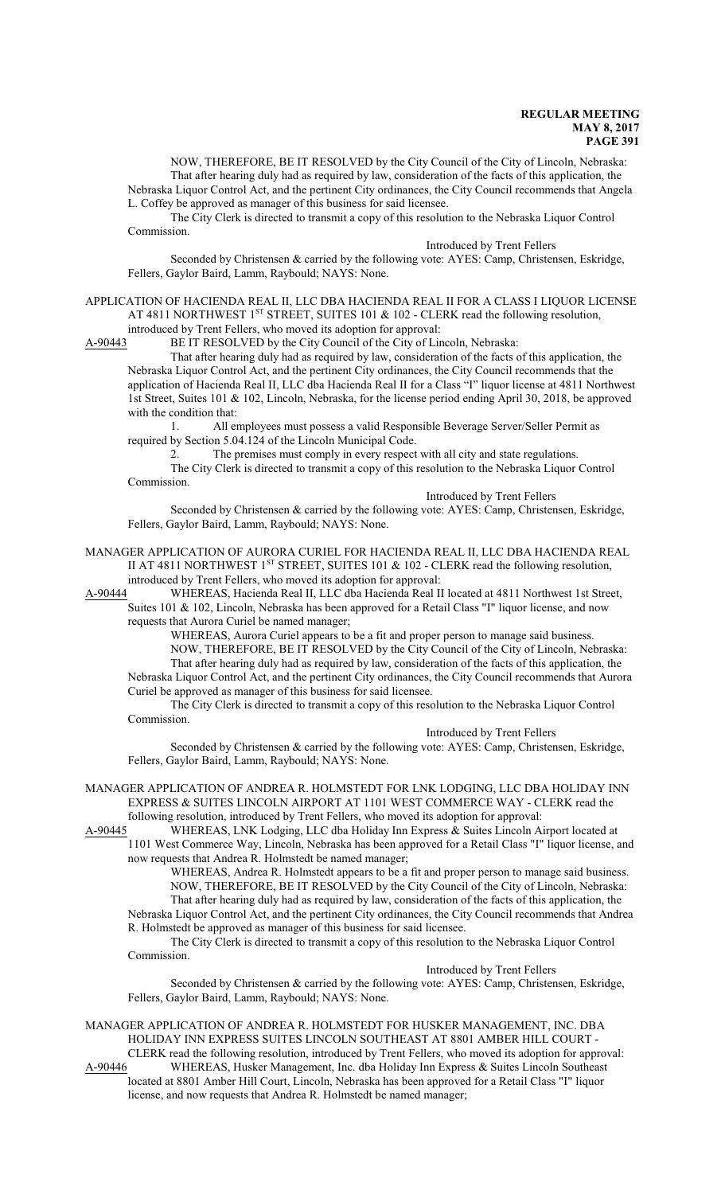NOW, THEREFORE, BE IT RESOLVED by the City Council of the City of Lincoln, Nebraska: That after hearing duly had as required by law, consideration of the facts of this application, the Nebraska Liquor Control Act, and the pertinent City ordinances, the City Council recommends that Angela L. Coffey be approved as manager of this business for said licensee.

The City Clerk is directed to transmit a copy of this resolution to the Nebraska Liquor Control Commission.

Introduced by Trent Fellers

Seconded by Christensen & carried by the following vote: AYES: Camp, Christensen, Eskridge, Fellers, Gaylor Baird, Lamm, Raybould; NAYS: None.

APPLICATION OF HACIENDA REAL II, LLC DBA HACIENDA REAL II FOR A CLASS I LIQUOR LICENSE AT 4811 NORTHWEST 1ST STREET, SUITES 101 & 102 - CLERK read the following resolution, introduced by Trent Fellers, who moved its adoption for approval:

A-90443 BE IT RESOLVED by the City Council of the City of Lincoln, Nebraska:

That after hearing duly had as required by law, consideration of the facts of this application, the Nebraska Liquor Control Act, and the pertinent City ordinances, the City Council recommends that the application of Hacienda Real II, LLC dba Hacienda Real II for a Class "I" liquor license at 4811 Northwest 1st Street, Suites 101 & 102, Lincoln, Nebraska, for the license period ending April 30, 2018, be approved with the condition that:

1. All employees must possess a valid Responsible Beverage Server/Seller Permit as required by Section 5.04.124 of the Lincoln Municipal Code.
2. The premises must comply in every respect with all city and state regulations.

The City Clerk is directed to transmit a copy of this resolution to the Nebraska Liquor Control Commission.

Introduced by Trent Fellers

Seconded by Christensen & carried by the following vote: AYES: Camp, Christensen, Eskridge, Fellers, Gaylor Baird, Lamm, Raybould; NAYS: None.

MANAGER APPLICATION OF AURORA CURIEL FOR HACIENDA REAL II, LLC DBA HACIENDA REAL II AT 4811 NORTHWEST 1ST STREET, SUITES 101 & 102 - CLERK read the following resolution, introduced by Trent Fellers, who moved its adoption for approval:

A-90444 WHEREAS, Hacienda Real II, LLC dba Hacienda Real II located at 4811 Northwest 1st Street, Suites 101 & 102, Lincoln, Nebraska has been approved for a Retail Class "I" liquor license, and now requests that Aurora Curiel be named manager;

WHEREAS, Aurora Curiel appears to be a fit and proper person to manage said business.

NOW, THEREFORE, BE IT RESOLVED by the City Council of the City of Lincoln, Nebraska: That after hearing duly had as required by law, consideration of the facts of this application, the Nebraska Liquor Control Act, and the pertinent City ordinances, the City Council recommends that Aurora Curiel be approved as manager of this business for said licensee.

The City Clerk is directed to transmit a copy of this resolution to the Nebraska Liquor Control Commission.

Introduced by Trent Fellers

Seconded by Christensen & carried by the following vote: AYES: Camp, Christensen, Eskridge, Fellers, Gaylor Baird, Lamm, Raybould; NAYS: None.

MANAGER APPLICATION OF ANDREA R. HOLMSTEDT FOR LNK LODGING, LLC DBA HOLIDAY INN EXPRESS & SUITES LINCOLN AIRPORT AT 1101 WEST COMMERCE WAY - CLERK read the following resolution, introduced by Trent Fellers, who moved its adoption for approval:

A-90445 WHEREAS, LNK Lodging, LLC dba Holiday Inn Express & Suites Lincoln Airport located at 1101 West Commerce Way, Lincoln, Nebraska has been approved for a Retail Class "I" liquor license, and now requests that Andrea R. Holmstedt be named manager;

WHEREAS, Andrea R. Holmstedt appears to be a fit and proper person to manage said business.

NOW, THEREFORE, BE IT RESOLVED by the City Council of the City of Lincoln, Nebraska: That after hearing duly had as required by law, consideration of the facts of this application, the Nebraska Liquor Control Act, and the pertinent City ordinances, the City Council recommends that Andrea R. Holmstedt be approved as manager of this business for said licensee.

The City Clerk is directed to transmit a copy of this resolution to the Nebraska Liquor Control Commission.

Introduced by Trent Fellers

Seconded by Christensen & carried by the following vote: AYES: Camp, Christensen, Eskridge, Fellers, Gaylor Baird, Lamm, Raybould; NAYS: None.

MANAGER APPLICATION OF ANDREA R. HOLMSTEDT FOR HUSKER MANAGEMENT, INC. DBA HOLIDAY INN EXPRESS SUITES LINCOLN SOUTHEAST AT 8801 AMBER HILL COURT - CLERK read the following resolution, introduced by Trent Fellers, who moved its adoption for approval:

A-90446 WHEREAS, Husker Management, Inc. dba Holiday Inn Express & Suites Lincoln Southeast located at 8801 Amber Hill Court, Lincoln, Nebraska has been approved for a Retail Class "I" liquor license, and now requests that Andrea R. Holmstedt be named manager;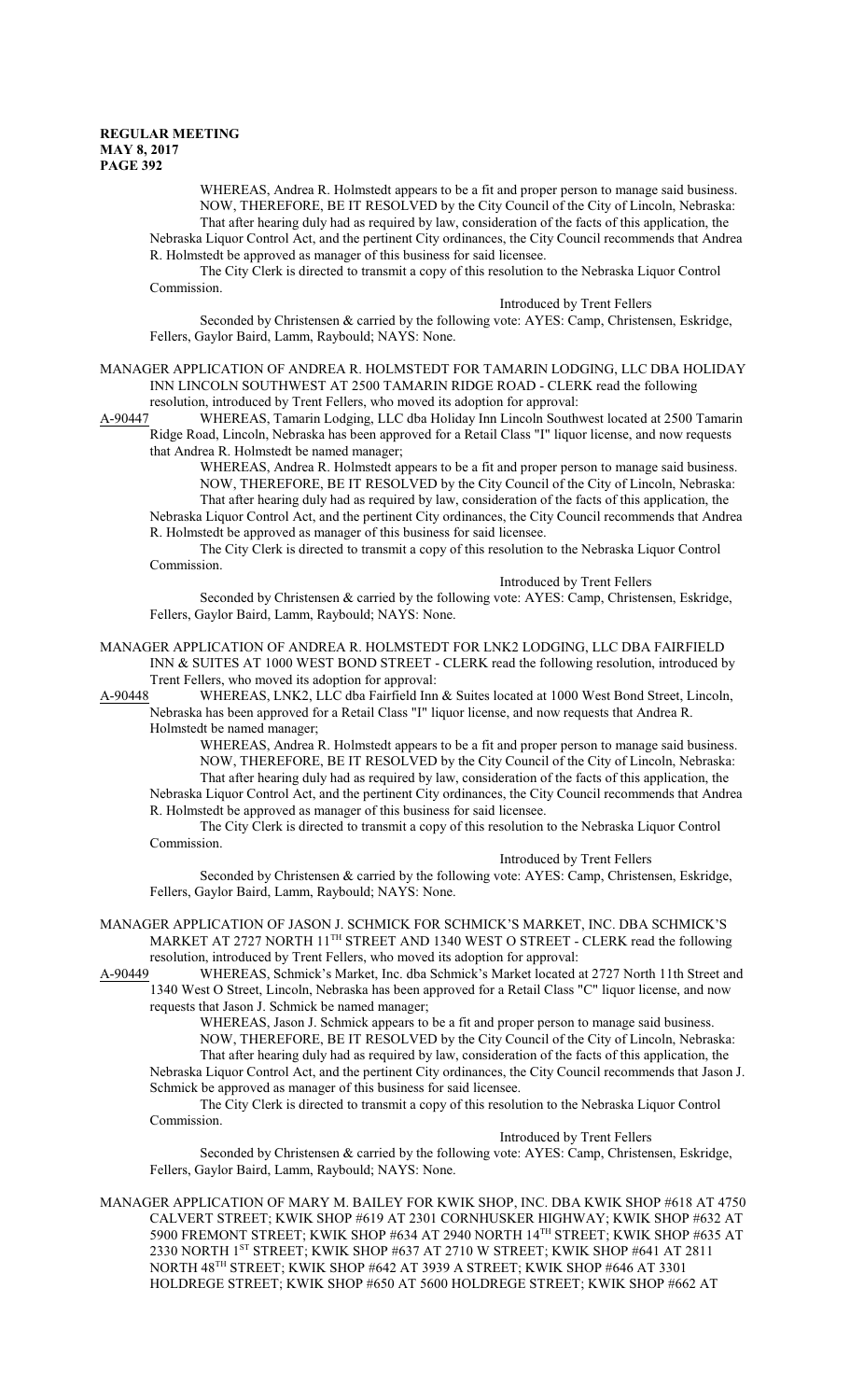WHEREAS, Andrea R. Holmstedt appears to be a fit and proper person to manage said business.

NOW, THEREFORE, BE IT RESOLVED by the City Council of the City of Lincoln, Nebraska:

That after hearing duly had as required by law, consideration of the facts of this application, the Nebraska Liquor Control Act, and the pertinent City ordinances, the City Council recommends that Andrea R. Holmstedt be approved as manager of this business for said licensee.

The City Clerk is directed to transmit a copy of this resolution to the Nebraska Liquor Control Commission.

Introduced by Trent Fellers

Seconded by Christensen & carried by the following vote: AYES: Camp, Christensen, Eskridge, Fellers, Gaylor Baird, Lamm, Raybould; NAYS: None.

MANAGER APPLICATION OF ANDREA R. HOLMSTEDT FOR TAMARIN LODGING, LLC DBA HOLIDAY INN LINCOLN SOUTHWEST AT 2500 TAMARIN RIDGE ROAD - CLERK read the following resolution, introduced by Trent Fellers, who moved its adoption for approval:

A-90447 WHEREAS, Tamarin Lodging, LLC dba Holiday Inn Lincoln Southwest located at 2500 Tamarin Ridge Road, Lincoln, Nebraska has been approved for a Retail Class "I" liquor license, and now requests that Andrea R. Holmstedt be named manager;

WHEREAS, Andrea R. Holmstedt appears to be a fit and proper person to manage said business.

NOW, THEREFORE, BE IT RESOLVED by the City Council of the City of Lincoln, Nebraska:

That after hearing duly had as required by law, consideration of the facts of this application, the Nebraska Liquor Control Act, and the pertinent City ordinances, the City Council recommends that Andrea R. Holmstedt be approved as manager of this business for said licensee.

The City Clerk is directed to transmit a copy of this resolution to the Nebraska Liquor Control Commission.

Introduced by Trent Fellers

Seconded by Christensen & carried by the following vote: AYES: Camp, Christensen, Eskridge, Fellers, Gaylor Baird, Lamm, Raybould; NAYS: None.

MANAGER APPLICATION OF ANDREA R. HOLMSTEDT FOR LNK2 LODGING, LLC DBA FAIRFIELD INN & SUITES AT 1000 WEST BOND STREET - CLERK read the following resolution, introduced by Trent Fellers, who moved its adoption for approval:

A-90448 WHEREAS, LNK2, LLC dba Fairfield Inn & Suites located at 1000 West Bond Street, Lincoln, Nebraska has been approved for a Retail Class "I" liquor license, and now requests that Andrea R. Holmstedt be named manager;

WHEREAS, Andrea R. Holmstedt appears to be a fit and proper person to manage said business.

NOW, THEREFORE, BE IT RESOLVED by the City Council of the City of Lincoln, Nebraska:

That after hearing duly had as required by law, consideration of the facts of this application, the Nebraska Liquor Control Act, and the pertinent City ordinances, the City Council recommends that Andrea R. Holmstedt be approved as manager of this business for said licensee.

The City Clerk is directed to transmit a copy of this resolution to the Nebraska Liquor Control Commission.

Introduced by Trent Fellers

Seconded by Christensen & carried by the following vote: AYES: Camp, Christensen, Eskridge, Fellers, Gaylor Baird, Lamm, Raybould; NAYS: None.

MANAGER APPLICATION OF JASON J. SCHMICK FOR SCHMICK'S MARKET, INC. DBA SCHMICK'S MARKET AT 2727 NORTH 11TH STREET AND 1340 WEST O STREET - CLERK read the following resolution, introduced by Trent Fellers, who moved its adoption for approval:

A-90449 WHEREAS, Schmick's Market, Inc. dba Schmick's Market located at 2727 North 11th Street and 1340 West O Street, Lincoln, Nebraska has been approved for a Retail Class "C" liquor license, and now requests that Jason J. Schmick be named manager;

WHEREAS, Jason J. Schmick appears to be a fit and proper person to manage said business.

NOW, THEREFORE, BE IT RESOLVED by the City Council of the City of Lincoln, Nebraska:

That after hearing duly had as required by law, consideration of the facts of this application, the Nebraska Liquor Control Act, and the pertinent City ordinances, the City Council recommends that Jason J. Schmick be approved as manager of this business for said licensee.

The City Clerk is directed to transmit a copy of this resolution to the Nebraska Liquor Control Commission.

Introduced by Trent Fellers

Seconded by Christensen & carried by the following vote: AYES: Camp, Christensen, Eskridge, Fellers, Gaylor Baird, Lamm, Raybould; NAYS: None.

MANAGER APPLICATION OF MARY M. BAILEY FOR KWIK SHOP, INC. DBA KWIK SHOP #618 AT 4750 CALVERT STREET; KWIK SHOP #619 AT 2301 CORNHUSKER HIGHWAY; KWIK SHOP #632 AT 5900 FREMONT STREET; KWIK SHOP #634 AT 2940 NORTH 14TH STREET; KWIK SHOP #635 AT 2330 NORTH 1ST STREET; KWIK SHOP #637 AT 2710 W STREET; KWIK SHOP #641 AT 2811 NORTH 48TH STREET; KWIK SHOP #642 AT 3939 A STREET; KWIK SHOP #646 AT 3301 HOLDREGE STREET; KWIK SHOP #650 AT 5600 HOLDREGE STREET; KWIK SHOP #662 AT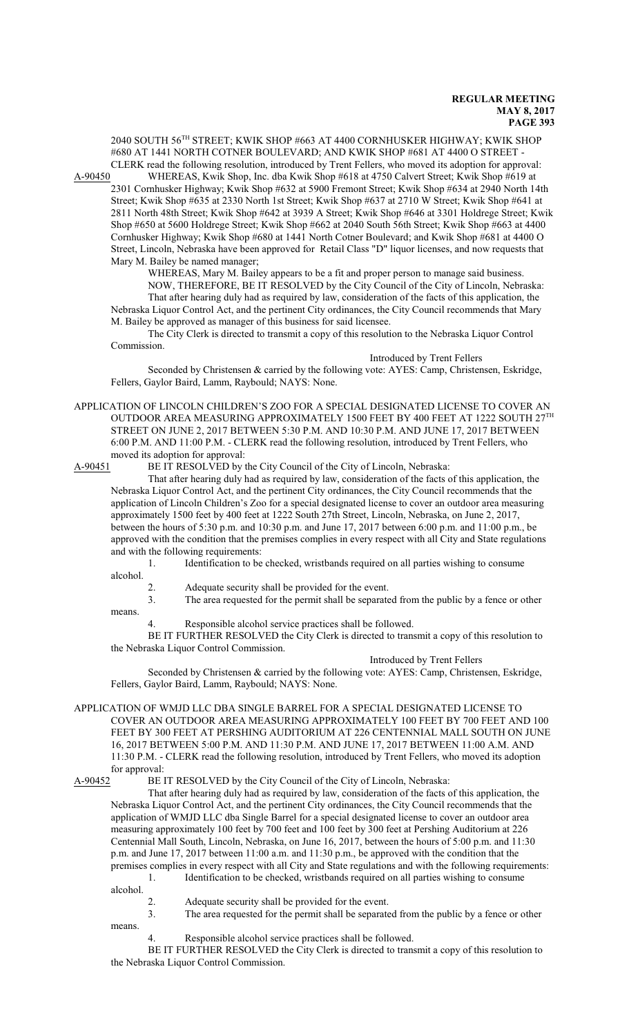2040 SOUTH 56[TH] STREET; KWIK SHOP #663 AT 4400 CORNHUSKER HIGHWAY; KWIK SHOP #680 AT 1441 NORTH COTNER BOULEVARD; AND KWIK SHOP #681 AT 4400 O STREET - CLERK read the following resolution, introduced by Trent Fellers, who moved its adoption for approval:

A-90450 WHEREAS, Kwik Shop, Inc. dba Kwik Shop #618 at 4750 Calvert Street; Kwik Shop #619 at 2301 Cornhusker Highway; Kwik Shop #632 at 5900 Fremont Street; Kwik Shop #634 at 2940 North 14th Street; Kwik Shop #635 at 2330 North 1st Street; Kwik Shop #637 at 2710 W Street; Kwik Shop #641 at 2811 North 48th Street; Kwik Shop #642 at 3939 A Street; Kwik Shop #646 at 3301 Holdrege Street; Kwik Shop #650 at 5600 Holdrege Street; Kwik Shop #662 at 2040 South 56th Street; Kwik Shop #663 at 4400 Cornhusker Highway; Kwik Shop #680 at 1441 North Cotner Boulevard; and Kwik Shop #681 at 4400 O Street, Lincoln, Nebraska have been approved for Retail Class "D" liquor licenses, and now requests that Mary M. Bailey be named manager;

WHEREAS, Mary M. Bailey appears to be a fit and proper person to manage said business.

NOW, THEREFORE, BE IT RESOLVED by the City Council of the City of Lincoln, Nebraska:

That after hearing duly had as required by law, consideration of the facts of this application, the Nebraska Liquor Control Act, and the pertinent City ordinances, the City Council recommends that Mary M. Bailey be approved as manager of this business for said licensee.

The City Clerk is directed to transmit a copy of this resolution to the Nebraska Liquor Control Commission.

Introduced by Trent Fellers

Seconded by Christensen & carried by the following vote: AYES: Camp, Christensen, Eskridge, Fellers, Gaylor Baird, Lamm, Raybould; NAYS: None.

APPLICATION OF LINCOLN CHILDREN'S ZOO FOR A SPECIAL DESIGNATED LICENSE TO COVER AN OUTDOOR AREA MEASURING APPROXIMATELY 1500 FEET BY 400 FEET AT 1222 SOUTH 27[TH] STREET ON JUNE 2, 2017 BETWEEN 5:30 P.M. AND 10:30 P.M. AND JUNE 17, 2017 BETWEEN 6:00 P.M. AND 11:00 P.M. - CLERK read the following resolution, introduced by Trent Fellers, who moved its adoption for approval:

A-90451 BE IT RESOLVED by the City Council of the City of Lincoln, Nebraska:

That after hearing duly had as required by law, consideration of the facts of this application, the Nebraska Liquor Control Act, and the pertinent City ordinances, the City Council recommends that the application of Lincoln Children's Zoo for a special designated license to cover an outdoor area measuring approximately 1500 feet by 400 feet at 1222 South 27th Street, Lincoln, Nebraska, on June 2, 2017, between the hours of 5:30 p.m. and 10:30 p.m. and June 17, 2017 between 6:00 p.m. and 11:00 p.m., be approved with the condition that the premises complies in every respect with all City and State regulations and with the following requirements:

1. Identification to be checked, wristbands required on all parties wishing to consume alcohol.
2. Adequate security shall be provided for the event.
3. The area requested for the permit shall be separated from the public by a fence or other means.
4. Responsible alcohol service practices shall be followed.

BE IT FURTHER RESOLVED the City Clerk is directed to transmit a copy of this resolution to the Nebraska Liquor Control Commission.

Introduced by Trent Fellers

Seconded by Christensen & carried by the following vote: AYES: Camp, Christensen, Eskridge, Fellers, Gaylor Baird, Lamm, Raybould; NAYS: None.

APPLICATION OF WMJD LLC DBA SINGLE BARREL FOR A SPECIAL DESIGNATED LICENSE TO COVER AN OUTDOOR AREA MEASURING APPROXIMATELY 100 FEET BY 700 FEET AND 100 FEET BY 300 FEET AT PERSHING AUDITORIUM AT 226 CENTENNIAL MALL SOUTH ON JUNE 16, 2017 BETWEEN 5:00 P.M. AND 11:30 P.M. AND JUNE 17, 2017 BETWEEN 11:00 A.M. AND 11:30 P.M. - CLERK read the following resolution, introduced by Trent Fellers, who moved its adoption for approval:

A-90452 BE IT RESOLVED by the City Council of the City of Lincoln, Nebraska:

That after hearing duly had as required by law, consideration of the facts of this application, the Nebraska Liquor Control Act, and the pertinent City ordinances, the City Council recommends that the application of WMJD LLC dba Single Barrel for a special designated license to cover an outdoor area measuring approximately 100 feet by 700 feet and 100 feet by 300 feet at Pershing Auditorium at 226 Centennial Mall South, Lincoln, Nebraska, on June 16, 2017, between the hours of 5:00 p.m. and 11:30 p.m. and June 17, 2017 between 11:00 a.m. and 11:30 p.m., be approved with the condition that the premises complies in every respect with all City and State regulations and with the following requirements:

1. Identification to be checked, wristbands required on all parties wishing to consume alcohol.
2. Adequate security shall be provided for the event.
3. The area requested for the permit shall be separated from the public by a fence or other means.
4. Responsible alcohol service practices shall be followed.

BE IT FURTHER RESOLVED the City Clerk is directed to transmit a copy of this resolution to the Nebraska Liquor Control Commission.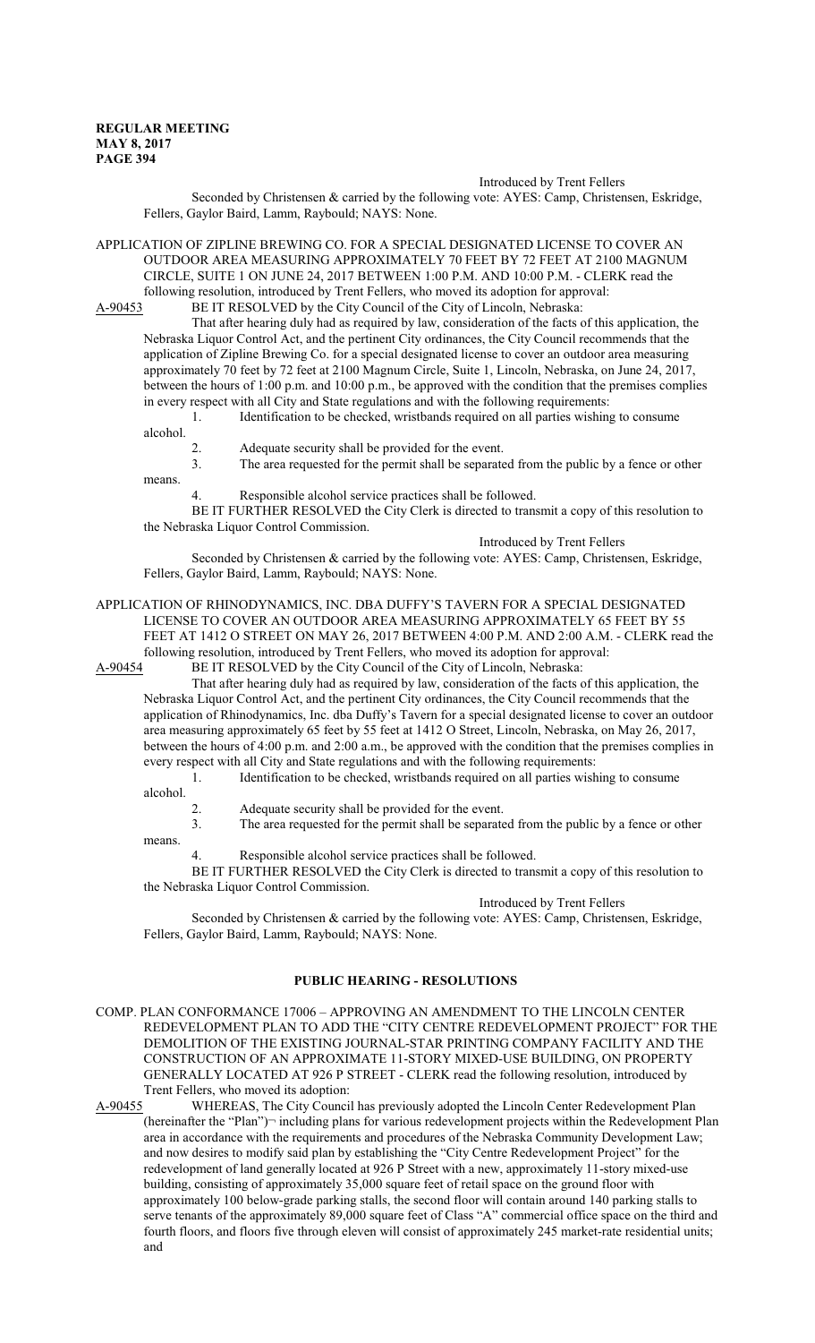Introduced by Trent Fellers

Seconded by Christensen & carried by the following vote: AYES: Camp, Christensen, Eskridge, Fellers, Gaylor Baird, Lamm, Raybould; NAYS: None.

APPLICATION OF ZIPLINE BREWING CO. FOR A SPECIAL DESIGNATED LICENSE TO COVER AN OUTDOOR AREA MEASURING APPROXIMATELY 70 FEET BY 72 FEET AT 2100 MAGNUM CIRCLE, SUITE 1 ON JUNE 24, 2017 BETWEEN 1:00 P.M. AND 10:00 P.M. - CLERK read the following resolution, introduced by Trent Fellers, who moved its adoption for approval:

A-90453 BE IT RESOLVED by the City Council of the City of Lincoln, Nebraska:

That after hearing duly had as required by law, consideration of the facts of this application, the Nebraska Liquor Control Act, and the pertinent City ordinances, the City Council recommends that the application of Zipline Brewing Co. for a special designated license to cover an outdoor area measuring approximately 70 feet by 72 feet at 2100 Magnum Circle, Suite 1, Lincoln, Nebraska, on June 24, 2017, between the hours of 1:00 p.m. and 10:00 p.m., be approved with the condition that the premises complies in every respect with all City and State regulations and with the following requirements:

1. Identification to be checked, wristbands required on all parties wishing to consume alcohol.
2. Adequate security shall be provided for the event.
3. The area requested for the permit shall be separated from the public by a fence or other means.
4. Responsible alcohol service practices shall be followed.

BE IT FURTHER RESOLVED the City Clerk is directed to transmit a copy of this resolution to the Nebraska Liquor Control Commission.

Introduced by Trent Fellers

Seconded by Christensen & carried by the following vote: AYES: Camp, Christensen, Eskridge, Fellers, Gaylor Baird, Lamm, Raybould; NAYS: None.

APPLICATION OF RHINODYNAMICS, INC. DBA DUFFY'S TAVERN FOR A SPECIAL DESIGNATED LICENSE TO COVER AN OUTDOOR AREA MEASURING APPROXIMATELY 65 FEET BY 55 FEET AT 1412 O STREET ON MAY 26, 2017 BETWEEN 4:00 P.M. AND 2:00 A.M. - CLERK read the following resolution, introduced by Trent Fellers, who moved its adoption for approval:

A-90454 BE IT RESOLVED by the City Council of the City of Lincoln, Nebraska:

That after hearing duly had as required by law, consideration of the facts of this application, the Nebraska Liquor Control Act, and the pertinent City ordinances, the City Council recommends that the application of Rhinodynamics, Inc. dba Duffy's Tavern for a special designated license to cover an outdoor area measuring approximately 65 feet by 55 feet at 1412 O Street, Lincoln, Nebraska, on May 26, 2017, between the hours of 4:00 p.m. and 2:00 a.m., be approved with the condition that the premises complies in every respect with all City and State regulations and with the following requirements:

1. Identification to be checked, wristbands required on all parties wishing to consume alcohol.
2. Adequate security shall be provided for the event.
3. The area requested for the permit shall be separated from the public by a fence or other means.
4. Responsible alcohol service practices shall be followed.

BE IT FURTHER RESOLVED the City Clerk is directed to transmit a copy of this resolution to the Nebraska Liquor Control Commission.

Introduced by Trent Fellers

Seconded by Christensen & carried by the following vote: AYES: Camp, Christensen, Eskridge, Fellers, Gaylor Baird, Lamm, Raybould; NAYS: None.

## PUBLIC HEARING - RESOLUTIONS

COMP. PLAN CONFORMANCE 17006 – APPROVING AN AMENDMENT TO THE LINCOLN CENTER REDEVELOPMENT PLAN TO ADD THE "CITY CENTRE REDEVELOPMENT PROJECT" FOR THE DEMOLITION OF THE EXISTING JOURNAL-STAR PRINTING COMPANY FACILITY AND THE CONSTRUCTION OF AN APPROXIMATE 11-STORY MIXED-USE BUILDING, ON PROPERTY GENERALLY LOCATED AT 926 P STREET - CLERK read the following resolution, introduced by Trent Fellers, who moved its adoption:

A-90455 WHEREAS, The City Council has previously adopted the Lincoln Center Redevelopment Plan (hereinafter the "Plan")¬ including plans for various redevelopment projects within the Redevelopment Plan area in accordance with the requirements and procedures of the Nebraska Community Development Law; and now desires to modify said plan by establishing the "City Centre Redevelopment Project" for the redevelopment of land generally located at 926 P Street with a new, approximately 11-story mixed-use building, consisting of approximately 35,000 square feet of retail space on the ground floor with approximately 100 below-grade parking stalls, the second floor will contain around 140 parking stalls to serve tenants of the approximately 89,000 square feet of Class "A" commercial office space on the third and fourth floors, and floors five through eleven will consist of approximately 245 market-rate residential units; and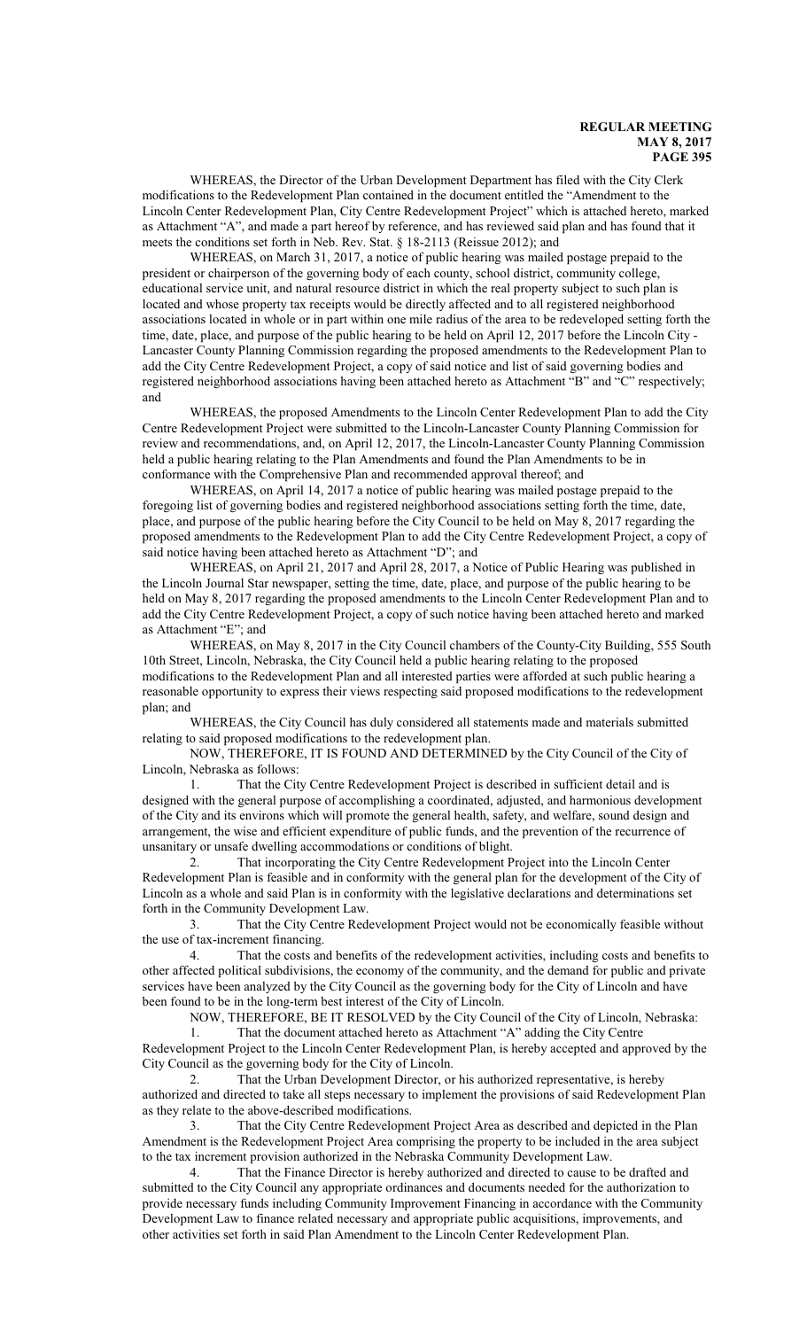WHEREAS, the Director of the Urban Development Department has filed with the City Clerk modifications to the Redevelopment Plan contained in the document entitled the "Amendment to the Lincoln Center Redevelopment Plan, City Centre Redevelopment Project" which is attached hereto, marked as Attachment "A", and made a part hereof by reference, and has reviewed said plan and has found that it meets the conditions set forth in Neb. Rev. Stat. § 18-2113 (Reissue 2012); and

WHEREAS, on March 31, 2017, a notice of public hearing was mailed postage prepaid to the president or chairperson of the governing body of each county, school district, community college, educational service unit, and natural resource district in which the real property subject to such plan is located and whose property tax receipts would be directly affected and to all registered neighborhood associations located in whole or in part within one mile radius of the area to be redeveloped setting forth the time, date, place, and purpose of the public hearing to be held on April 12, 2017 before the Lincoln City - Lancaster County Planning Commission regarding the proposed amendments to the Redevelopment Plan to add the City Centre Redevelopment Project, a copy of said notice and list of said governing bodies and registered neighborhood associations having been attached hereto as Attachment "B" and "C" respectively; and

WHEREAS, the proposed Amendments to the Lincoln Center Redevelopment Plan to add the City Centre Redevelopment Project were submitted to the Lincoln-Lancaster County Planning Commission for review and recommendations, and, on April 12, 2017, the Lincoln-Lancaster County Planning Commission held a public hearing relating to the Plan Amendments and found the Plan Amendments to be in conformance with the Comprehensive Plan and recommended approval thereof; and

WHEREAS, on April 14, 2017 a notice of public hearing was mailed postage prepaid to the foregoing list of governing bodies and registered neighborhood associations setting forth the time, date, place, and purpose of the public hearing before the City Council to be held on May 8, 2017 regarding the proposed amendments to the Redevelopment Plan to add the City Centre Redevelopment Project, a copy of said notice having been attached hereto as Attachment "D"; and

WHEREAS, on April 21, 2017 and April 28, 2017, a Notice of Public Hearing was published in the Lincoln Journal Star newspaper, setting the time, date, place, and purpose of the public hearing to be held on May 8, 2017 regarding the proposed amendments to the Lincoln Center Redevelopment Plan and to add the City Centre Redevelopment Project, a copy of such notice having been attached hereto and marked as Attachment "E"; and

WHEREAS, on May 8, 2017 in the City Council chambers of the County-City Building, 555 South 10th Street, Lincoln, Nebraska, the City Council held a public hearing relating to the proposed modifications to the Redevelopment Plan and all interested parties were afforded at such public hearing a reasonable opportunity to express their views respecting said proposed modifications to the redevelopment plan; and

WHEREAS, the City Council has duly considered all statements made and materials submitted relating to said proposed modifications to the redevelopment plan.

NOW, THEREFORE, IT IS FOUND AND DETERMINED by the City Council of the City of Lincoln, Nebraska as follows:

1. That the City Centre Redevelopment Project is described in sufficient detail and is designed with the general purpose of accomplishing a coordinated, adjusted, and harmonious development of the City and its environs which will promote the general health, safety, and welfare, sound design and arrangement, the wise and efficient expenditure of public funds, and the prevention of the recurrence of unsanitary or unsafe dwelling accommodations or conditions of blight.

2. That incorporating the City Centre Redevelopment Project into the Lincoln Center Redevelopment Plan is feasible and in conformity with the general plan for the development of the City of Lincoln as a whole and said Plan is in conformity with the legislative declarations and determinations set forth in the Community Development Law.

3. That the City Centre Redevelopment Project would not be economically feasible without the use of tax-increment financing.

4. That the costs and benefits of the redevelopment activities, including costs and benefits to other affected political subdivisions, the economy of the community, and the demand for public and private services have been analyzed by the City Council as the governing body for the City of Lincoln and have been found to be in the long-term best interest of the City of Lincoln.

NOW, THEREFORE, BE IT RESOLVED by the City Council of the City of Lincoln, Nebraska:

1. That the document attached hereto as Attachment "A" adding the City Centre Redevelopment Project to the Lincoln Center Redevelopment Plan, is hereby accepted and approved by the City Council as the governing body for the City of Lincoln.

2. That the Urban Development Director, or his authorized representative, is hereby authorized and directed to take all steps necessary to implement the provisions of said Redevelopment Plan as they relate to the above-described modifications.

3. That the City Centre Redevelopment Project Area as described and depicted in the Plan Amendment is the Redevelopment Project Area comprising the property to be included in the area subject to the tax increment provision authorized in the Nebraska Community Development Law.

4. That the Finance Director is hereby authorized and directed to cause to be drafted and submitted to the City Council any appropriate ordinances and documents needed for the authorization to provide necessary funds including Community Improvement Financing in accordance with the Community Development Law to finance related necessary and appropriate public acquisitions, improvements, and other activities set forth in said Plan Amendment to the Lincoln Center Redevelopment Plan.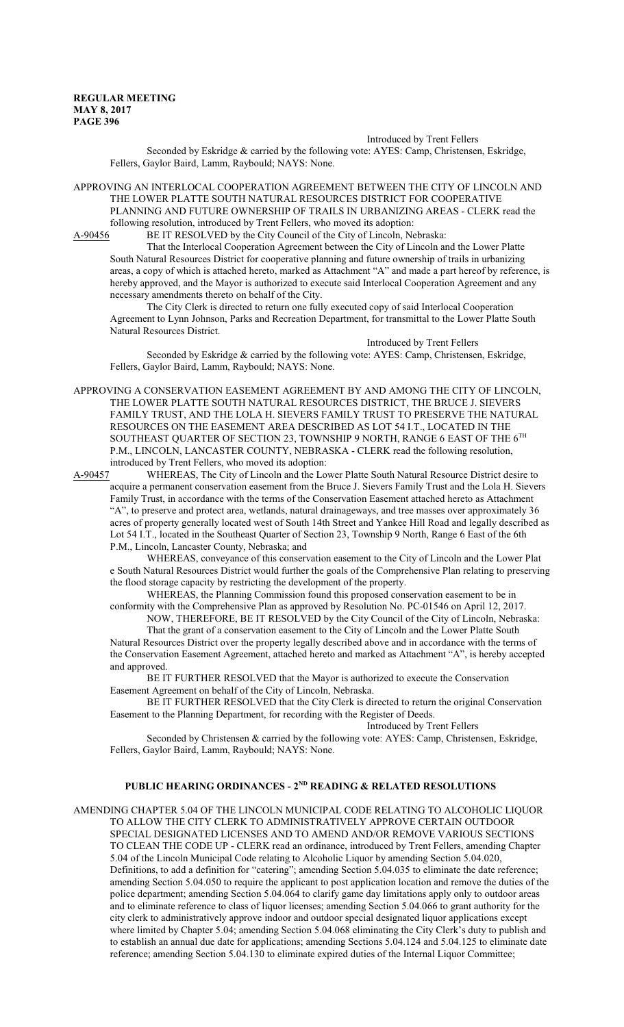Introduced by Trent Fellers

Seconded by Eskridge & carried by the following vote: AYES: Camp, Christensen, Eskridge, Fellers, Gaylor Baird, Lamm, Raybould; NAYS: None.

APPROVING AN INTERLOCAL COOPERATION AGREEMENT BETWEEN THE CITY OF LINCOLN AND THE LOWER PLATTE SOUTH NATURAL RESOURCES DISTRICT FOR COOPERATIVE PLANNING AND FUTURE OWNERSHIP OF TRAILS IN URBANIZING AREAS - CLERK read the following resolution, introduced by Trent Fellers, who moved its adoption:

A-90456 BE IT RESOLVED by the City Council of the City of Lincoln, Nebraska:

That the Interlocal Cooperation Agreement between the City of Lincoln and the Lower Platte South Natural Resources District for cooperative planning and future ownership of trails in urbanizing areas, a copy of which is attached hereto, marked as Attachment "A" and made a part hereof by reference, is hereby approved, and the Mayor is authorized to execute said Interlocal Cooperation Agreement and any necessary amendments thereto on behalf of the City.

The City Clerk is directed to return one fully executed copy of said Interlocal Cooperation Agreement to Lynn Johnson, Parks and Recreation Department, for transmittal to the Lower Platte South Natural Resources District.

Introduced by Trent Fellers

Seconded by Eskridge & carried by the following vote: AYES: Camp, Christensen, Eskridge, Fellers, Gaylor Baird, Lamm, Raybould; NAYS: None.

APPROVING A CONSERVATION EASEMENT AGREEMENT BY AND AMONG THE CITY OF LINCOLN, THE LOWER PLATTE SOUTH NATURAL RESOURCES DISTRICT, THE BRUCE J. SIEVERS FAMILY TRUST, AND THE LOLA H. SIEVERS FAMILY TRUST TO PRESERVE THE NATURAL RESOURCES ON THE EASEMENT AREA DESCRIBED AS LOT 54 I.T., LOCATED IN THE SOUTHEAST QUARTER OF SECTION 23, TOWNSHIP 9 NORTH, RANGE 6 EAST OF THE 6TH P.M., LINCOLN, LANCASTER COUNTY, NEBRASKA - CLERK read the following resolution, introduced by Trent Fellers, who moved its adoption:

A-90457 WHEREAS, The City of Lincoln and the Lower Platte South Natural Resource District desire to acquire a permanent conservation easement from the Bruce J. Sievers Family Trust and the Lola H. Sievers Family Trust, in accordance with the terms of the Conservation Easement attached hereto as Attachment "A", to preserve and protect area, wetlands, natural drainageways, and tree masses over approximately 36 acres of property generally located west of South 14th Street and Yankee Hill Road and legally described as Lot 54 I.T., located in the Southeast Quarter of Section 23, Township 9 North, Range 6 East of the 6th P.M., Lincoln, Lancaster County, Nebraska; and

WHEREAS, conveyance of this conservation easement to the City of Lincoln and the Lower Plat e South Natural Resources District would further the goals of the Comprehensive Plan relating to preserving the flood storage capacity by restricting the development of the property.

WHEREAS, the Planning Commission found this proposed conservation easement to be in conformity with the Comprehensive Plan as approved by Resolution No. PC-01546 on April 12, 2017.

NOW, THEREFORE, BE IT RESOLVED by the City Council of the City of Lincoln, Nebraska:

That the grant of a conservation easement to the City of Lincoln and the Lower Platte South Natural Resources District over the property legally described above and in accordance with the terms of the Conservation Easement Agreement, attached hereto and marked as Attachment "A", is hereby accepted and approved.

BE IT FURTHER RESOLVED that the Mayor is authorized to execute the Conservation Easement Agreement on behalf of the City of Lincoln, Nebraska.

BE IT FURTHER RESOLVED that the City Clerk is directed to return the original Conservation Easement to the Planning Department, for recording with the Register of Deeds.

Introduced by Trent Fellers

Seconded by Christensen & carried by the following vote: AYES: Camp, Christensen, Eskridge, Fellers, Gaylor Baird, Lamm, Raybould; NAYS: None.

## PUBLIC HEARING ORDINANCES - 2ND READING & RELATED RESOLUTIONS

AMENDING CHAPTER 5.04 OF THE LINCOLN MUNICIPAL CODE RELATING TO ALCOHOLIC LIQUOR TO ALLOW THE CITY CLERK TO ADMINISTRATIVELY APPROVE CERTAIN OUTDOOR SPECIAL DESIGNATED LICENSES AND TO AMEND AND/OR REMOVE VARIOUS SECTIONS TO CLEAN THE CODE UP - CLERK read an ordinance, introduced by Trent Fellers, amending Chapter 5.04 of the Lincoln Municipal Code relating to Alcoholic Liquor by amending Section 5.04.020, Definitions, to add a definition for "catering"; amending Section 5.04.035 to eliminate the date reference; amending Section 5.04.050 to require the applicant to post application location and remove the duties of the police department; amending Section 5.04.064 to clarify game day limitations apply only to outdoor areas and to eliminate reference to class of liquor licenses; amending Section 5.04.066 to grant authority for the city clerk to administratively approve indoor and outdoor special designated liquor applications except where limited by Chapter 5.04; amending Section 5.04.068 eliminating the City Clerk's duty to publish and to establish an annual due date for applications; amending Sections 5.04.124 and 5.04.125 to eliminate date reference; amending Section 5.04.130 to eliminate expired duties of the Internal Liquor Committee;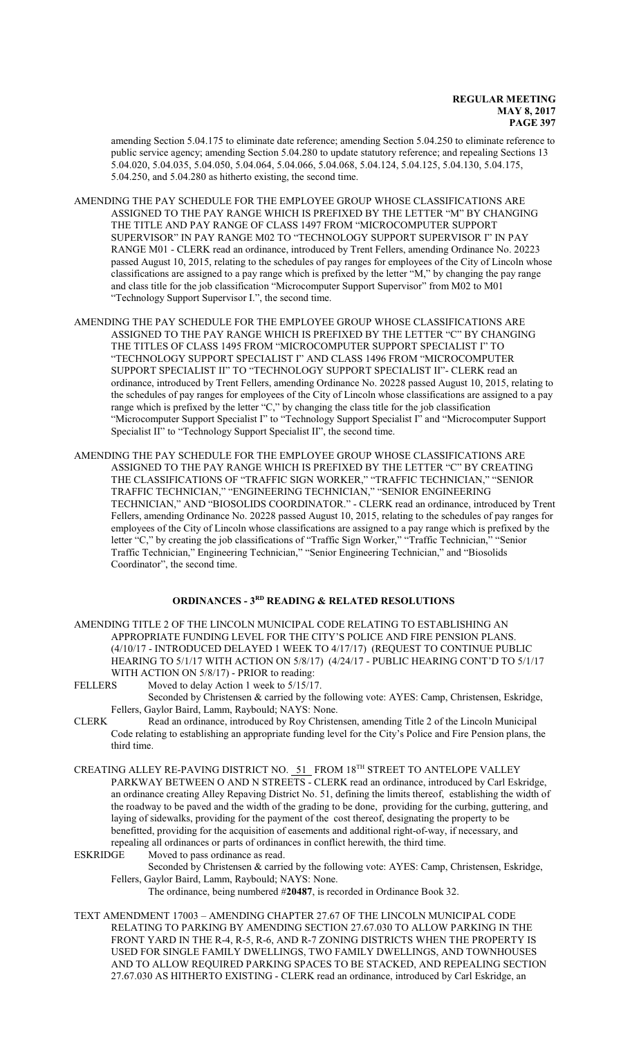amending Section 5.04.175 to eliminate date reference; amending Section 5.04.250 to eliminate reference to public service agency; amending Section 5.04.280 to update statutory reference; and repealing Sections 13 5.04.020, 5.04.035, 5.04.050, 5.04.064, 5.04.066, 5.04.068, 5.04.124, 5.04.125, 5.04.130, 5.04.175, 5.04.250, and 5.04.280 as hitherto existing, the second time.

AMENDING THE PAY SCHEDULE FOR THE EMPLOYEE GROUP WHOSE CLASSIFICATIONS ARE ASSIGNED TO THE PAY RANGE WHICH IS PREFIXED BY THE LETTER "M" BY CHANGING THE TITLE AND PAY RANGE OF CLASS 1497 FROM "MICROCOMPUTER SUPPORT SUPERVISOR" IN PAY RANGE M02 TO "TECHNOLOGY SUPPORT SUPERVISOR I" IN PAY RANGE M01 - CLERK read an ordinance, introduced by Trent Fellers, amending Ordinance No. 20223 passed August 10, 2015, relating to the schedules of pay ranges for employees of the City of Lincoln whose classifications are assigned to a pay range which is prefixed by the letter "M," by changing the pay range and class title for the job classification "Microcomputer Support Supervisor" from M02 to M01 "Technology Support Supervisor I.", the second time.

AMENDING THE PAY SCHEDULE FOR THE EMPLOYEE GROUP WHOSE CLASSIFICATIONS ARE ASSIGNED TO THE PAY RANGE WHICH IS PREFIXED BY THE LETTER "C" BY CHANGING THE TITLES OF CLASS 1495 FROM "MICROCOMPUTER SUPPORT SPECIALIST I" TO "TECHNOLOGY SUPPORT SPECIALIST I" AND CLASS 1496 FROM "MICROCOMPUTER SUPPORT SPECIALIST II" TO "TECHNOLOGY SUPPORT SPECIALIST II"- CLERK read an ordinance, introduced by Trent Fellers, amending Ordinance No. 20228 passed August 10, 2015, relating to the schedules of pay ranges for employees of the City of Lincoln whose classifications are assigned to a pay range which is prefixed by the letter "C," by changing the class title for the job classification "Microcomputer Support Specialist I" to "Technology Support Specialist I" and "Microcomputer Support Specialist II" to "Technology Support Specialist II", the second time.

AMENDING THE PAY SCHEDULE FOR THE EMPLOYEE GROUP WHOSE CLASSIFICATIONS ARE ASSIGNED TO THE PAY RANGE WHICH IS PREFIXED BY THE LETTER "C" BY CREATING THE CLASSIFICATIONS OF "TRAFFIC SIGN WORKER," "TRAFFIC TECHNICIAN," "SENIOR TRAFFIC TECHNICIAN," "ENGINEERING TECHNICIAN," "SENIOR ENGINEERING TECHNICIAN," AND "BIOSOLIDS COORDINATOR." - CLERK read an ordinance, introduced by Trent Fellers, amending Ordinance No. 20228 passed August 10, 2015, relating to the schedules of pay ranges for employees of the City of Lincoln whose classifications are assigned to a pay range which is prefixed by the letter "C," by creating the job classifications of "Traffic Sign Worker," "Traffic Technician," "Senior Traffic Technician," Engineering Technician," "Senior Engineering Technician," and "Biosolids Coordinator", the second time.

## ORDINANCES - 3RD READING & RELATED RESOLUTIONS

AMENDING TITLE 2 OF THE LINCOLN MUNICIPAL CODE RELATING TO ESTABLISHING AN APPROPRIATE FUNDING LEVEL FOR THE CITY'S POLICE AND FIRE PENSION PLANS. (4/10/17 - INTRODUCED DELAYED 1 WEEK TO 4/17/17) (REQUEST TO CONTINUE PUBLIC HEARING TO 5/1/17 WITH ACTION ON 5/8/17) (4/24/17 - PUBLIC HEARING CONT'D TO 5/1/17 WITH ACTION ON 5/8/17) - PRIOR to reading:

FELLERS Moved to delay Action 1 week to 5/15/17.
Seconded by Christensen & carried by the following vote: AYES: Camp, Christensen, Eskridge, Fellers, Gaylor Baird, Lamm, Raybould; NAYS: None.

CLERK Read an ordinance, introduced by Roy Christensen, amending Title 2 of the Lincoln Municipal Code relating to establishing an appropriate funding level for the City's Police and Fire Pension plans, the third time.

CREATING ALLEY RE-PAVING DISTRICT NO. 51 FROM 18TH STREET TO ANTELOPE VALLEY PARKWAY BETWEEN O AND N STREETS - CLERK read an ordinance, introduced by Carl Eskridge, an ordinance creating Alley Repaving District No. 51, defining the limits thereof, establishing the width of the roadway to be paved and the width of the grading to be done, providing for the curbing, guttering, and laying of sidewalks, providing for the payment of the cost thereof, designating the property to be benefitted, providing for the acquisition of easements and additional right-of-way, if necessary, and repealing all ordinances or parts of ordinances in conflict herewith, the third time.

ESKRIDGE Moved to pass ordinance as read.
Seconded by Christensen & carried by the following vote: AYES: Camp, Christensen, Eskridge, Fellers, Gaylor Baird, Lamm, Raybould; NAYS: None.
The ordinance, being numbered #**20487**, is recorded in Ordinance Book 32.

TEXT AMENDMENT 17003 – AMENDING CHAPTER 27.67 OF THE LINCOLN MUNICIPAL CODE RELATING TO PARKING BY AMENDING SECTION 27.67.030 TO ALLOW PARKING IN THE FRONT YARD IN THE R-4, R-5, R-6, AND R-7 ZONING DISTRICTS WHEN THE PROPERTY IS USED FOR SINGLE FAMILY DWELLINGS, TWO FAMILY DWELLINGS, AND TOWNHOUSES AND TO ALLOW REQUIRED PARKING SPACES TO BE STACKED, AND REPEALING SECTION 27.67.030 AS HITHERTO EXISTING - CLERK read an ordinance, introduced by Carl Eskridge, an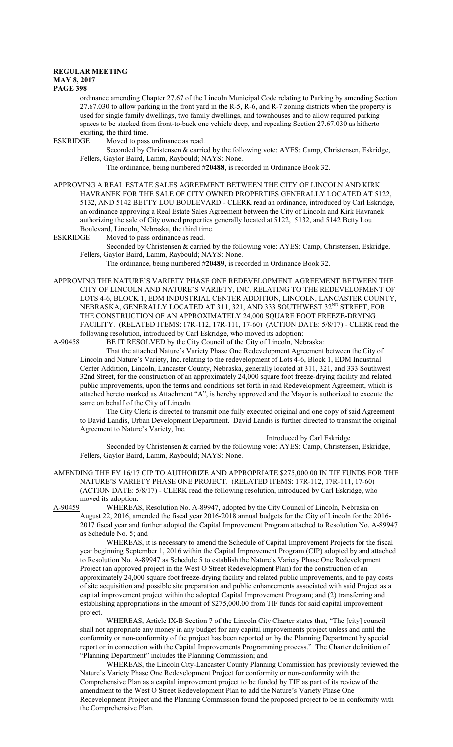ordinance amending Chapter 27.67 of the Lincoln Municipal Code relating to Parking by amending Section 27.67.030 to allow parking in the front yard in the R-5, R-6, and R-7 zoning districts when the property is used for single family dwellings, two family dwellings, and townhouses and to allow required parking spaces to be stacked from front-to-back one vehicle deep, and repealing Section 27.67.030 as hitherto existing, the third time.

ESKRIDGE Moved to pass ordinance as read.

Seconded by Christensen & carried by the following vote: AYES: Camp, Christensen, Eskridge, Fellers, Gaylor Baird, Lamm, Raybould; NAYS: None.

The ordinance, being numbered #**20488**, is recorded in Ordinance Book 32.

APPROVING A REAL ESTATE SALES AGREEMENT BETWEEN THE CITY OF LINCOLN AND KIRK HAVRANEK FOR THE SALE OF CITY OWNED PROPERTIES GENERALLY LOCATED AT 5122, 5132, AND 5142 BETTY LOU BOULEVARD - CLERK read an ordinance, introduced by Carl Eskridge, an ordinance approving a Real Estate Sales Agreement between the City of Lincoln and Kirk Havranek authorizing the sale of City owned properties generally located at 5122, 5132, and 5142 Betty Lou Boulevard, Lincoln, Nebraska, the third time.

ESKRIDGE Moved to pass ordinance as read.

Seconded by Christensen & carried by the following vote: AYES: Camp, Christensen, Eskridge, Fellers, Gaylor Baird, Lamm, Raybould; NAYS: None.

The ordinance, being numbered #**20489**, is recorded in Ordinance Book 32.

APPROVING THE NATURE'S VARIETY PHASE ONE REDEVELOPMENT AGREEMENT BETWEEN THE CITY OF LINCOLN AND NATURE'S VARIETY, INC. RELATING TO THE REDEVELOPMENT OF LOTS 4-6, BLOCK 1, EDM INDUSTRIAL CENTER ADDITION, LINCOLN, LANCASTER COUNTY, NEBRASKA, GENERALLY LOCATED AT 311, 321, AND 333 SOUTHWEST 32ND STREET, FOR THE CONSTRUCTION OF AN APPROXIMATELY 24,000 SQUARE FOOT FREEZE-DRYING FACILITY. (RELATED ITEMS: 17R-112, 17R-111, 17-60) (ACTION DATE: 5/8/17) - CLERK read the following resolution, introduced by Carl Eskridge, who moved its adoption:

A-90458 BE IT RESOLVED by the City Council of the City of Lincoln, Nebraska:

That the attached Nature's Variety Phase One Redevelopment Agreement between the City of Lincoln and Nature's Variety, Inc. relating to the redevelopment of Lots 4-6, Block 1, EDM Industrial Center Addition, Lincoln, Lancaster County, Nebraska, generally located at 311, 321, and 333 Southwest 32nd Street, for the construction of an approximately 24,000 square foot freeze-drying facility and related public improvements, upon the terms and conditions set forth in said Redevelopment Agreement, which is attached hereto marked as Attachment "A", is hereby approved and the Mayor is authorized to execute the same on behalf of the City of Lincoln.

The City Clerk is directed to transmit one fully executed original and one copy of said Agreement to David Landis, Urban Development Department. David Landis is further directed to transmit the original Agreement to Nature's Variety, Inc.

Introduced by Carl Eskridge

Seconded by Christensen & carried by the following vote: AYES: Camp, Christensen, Eskridge, Fellers, Gaylor Baird, Lamm, Raybould; NAYS: None.

AMENDING THE FY 16/17 CIP TO AUTHORIZE AND APPROPRIATE $275,000.00 IN TIF FUNDS FOR THE NATURE'S VARIETY PHASE ONE PROJECT. (RELATED ITEMS: 17R-112, 17R-111, 17-60) (ACTION DATE: 5/8/17) - CLERK read the following resolution, introduced by Carl Eskridge, who moved its adoption:

A-90459 WHEREAS, Resolution No. A-89947, adopted by the City Council of Lincoln, Nebraska on August 22, 2016, amended the fiscal year 2016-2018 annual budgets for the City of Lincoln for the 2016-2017 fiscal year and further adopted the Capital Improvement Program attached to Resolution No. A-89947 as Schedule No. 5; and

WHEREAS, it is necessary to amend the Schedule of Capital Improvement Projects for the fiscal year beginning September 1, 2016 within the Capital Improvement Program (CIP) adopted by and attached to Resolution No. A-89947 as Schedule 5 to establish the Nature's Variety Phase One Redevelopment Project (an approved project in the West O Street Redevelopment Plan) for the construction of an approximately 24,000 square foot freeze-drying facility and related public improvements, and to pay costs of site acquisition and possible site preparation and public enhancements associated with said Project as a capital improvement project within the adopted Capital Improvement Program; and (2) transferring and establishing appropriations in the amount of $275,000.00 from TIF funds for said capital improvement project.

WHEREAS, Article IX-B Section 7 of the Lincoln City Charter states that, "The [city] council shall not appropriate any money in any budget for any capital improvements project unless and until the conformity or non-conformity of the project has been reported on by the Planning Department by special report or in connection with the Capital Improvements Programming process." The Charter definition of "Planning Department" includes the Planning Commission; and

WHEREAS, the Lincoln City-Lancaster County Planning Commission has previously reviewed the Nature's Variety Phase One Redevelopment Project for conformity or non-conformity with the Comprehensive Plan as a capital improvement project to be funded by TIF as part of its review of the amendment to the West O Street Redevelopment Plan to add the Nature's Variety Phase One Redevelopment Project and the Planning Commission found the proposed project to be in conformity with the Comprehensive Plan.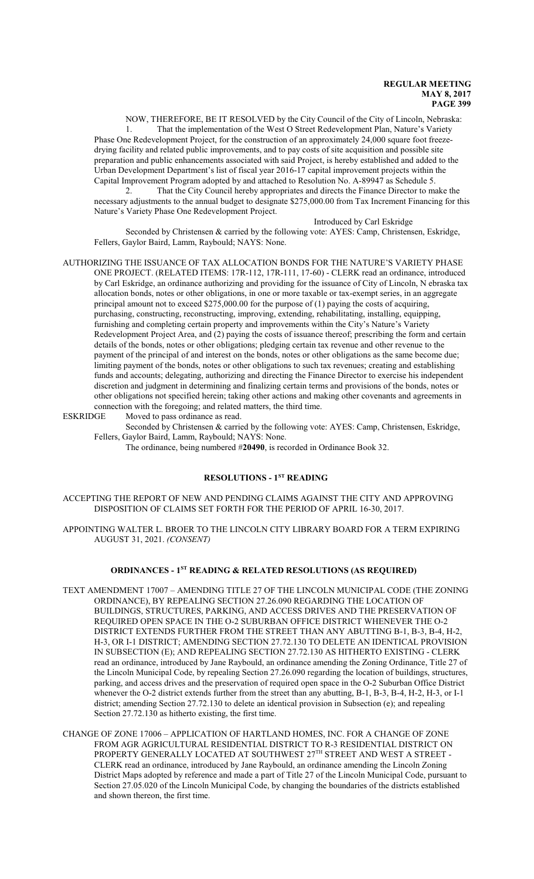NOW, THEREFORE, BE IT RESOLVED by the City Council of the City of Lincoln, Nebraska:

1. That the implementation of the West O Street Redevelopment Plan, Nature's Variety Phase One Redevelopment Project, for the construction of an approximately 24,000 square foot freeze-drying facility and related public improvements, and to pay costs of site acquisition and possible site preparation and public enhancements associated with said Project, is hereby established and added to the Urban Development Department's list of fiscal year 2016-17 capital improvement projects within the Capital Improvement Program adopted by and attached to Resolution No. A-89947 as Schedule 5.

2. That the City Council hereby appropriates and directs the Finance Director to make the necessary adjustments to the annual budget to designate $275,000.00 from Tax Increment Financing for this Nature's Variety Phase One Redevelopment Project.

Introduced by Carl Eskridge

Seconded by Christensen & carried by the following vote: AYES: Camp, Christensen, Eskridge, Fellers, Gaylor Baird, Lamm, Raybould; NAYS: None.

AUTHORIZING THE ISSUANCE OF TAX ALLOCATION BONDS FOR THE NATURE'S VARIETY PHASE ONE PROJECT. (RELATED ITEMS: 17R-112, 17R-111, 17-60) - CLERK read an ordinance, introduced by Carl Eskridge, an ordinance authorizing and providing for the issuance of City of Lincoln, N ebraska tax allocation bonds, notes or other obligations, in one or more taxable or tax-exempt series, in an aggregate principal amount not to exceed $275,000.00 for the purpose of (1) paying the costs of acquiring, purchasing, constructing, reconstructing, improving, extending, rehabilitating, installing, equipping, furnishing and completing certain property and improvements within the City's Nature's Variety Redevelopment Project Area, and (2) paying the costs of issuance thereof; prescribing the form and certain details of the bonds, notes or other obligations; pledging certain tax revenue and other revenue to the payment of the principal of and interest on the bonds, notes or other obligations as the same become due; limiting payment of the bonds, notes or other obligations to such tax revenues; creating and establishing funds and accounts; delegating, authorizing and directing the Finance Director to exercise his independent discretion and judgment in determining and finalizing certain terms and provisions of the bonds, notes or other obligations not specified herein; taking other actions and making other covenants and agreements in connection with the foregoing; and related matters, the third time.

ESKRIDGE Moved to pass ordinance as read.

Seconded by Christensen & carried by the following vote: AYES: Camp, Christensen, Eskridge, Fellers, Gaylor Baird, Lamm, Raybould; NAYS: None.

The ordinance, being numbered #**20490**, is recorded in Ordinance Book 32.

## RESOLUTIONS - 1ST READING

ACCEPTING THE REPORT OF NEW AND PENDING CLAIMS AGAINST THE CITY AND APPROVING DISPOSITION OF CLAIMS SET FORTH FOR THE PERIOD OF APRIL 16-30, 2017.

APPOINTING WALTER L. BROER TO THE LINCOLN CITY LIBRARY BOARD FOR A TERM EXPIRING AUGUST 31, 2021. *(CONSENT)*

## ORDINANCES - 1ST READING & RELATED RESOLUTIONS (AS REQUIRED)

TEXT AMENDMENT 17007 – AMENDING TITLE 27 OF THE LINCOLN MUNICIPAL CODE (THE ZONING ORDINANCE), BY REPEALING SECTION 27.26.090 REGARDING THE LOCATION OF BUILDINGS, STRUCTURES, PARKING, AND ACCESS DRIVES AND THE PRESERVATION OF REQUIRED OPEN SPACE IN THE O-2 SUBURBAN OFFICE DISTRICT WHENEVER THE O-2 DISTRICT EXTENDS FURTHER FROM THE STREET THAN ANY ABUTTING B-1, B-3, B-4, H-2, H-3, OR I-1 DISTRICT; AMENDING SECTION 27.72.130 TO DELETE AN IDENTICAL PROVISION IN SUBSECTION (E); AND REPEALING SECTION 27.72.130 AS HITHERTO EXISTING - CLERK read an ordinance, introduced by Jane Raybould, an ordinance amending the Zoning Ordinance, Title 27 of the Lincoln Municipal Code, by repealing Section 27.26.090 regarding the location of buildings, structures, parking, and access drives and the preservation of required open space in the O-2 Suburban Office District whenever the O-2 district extends further from the street than any abutting, B-1, B-3, B-4, H-2, H-3, or I-1 district; amending Section 27.72.130 to delete an identical provision in Subsection (e); and repealing Section 27.72.130 as hitherto existing, the first time.

CHANGE OF ZONE 17006 – APPLICATION OF HARTLAND HOMES, INC. FOR A CHANGE OF ZONE FROM AGR AGRICULTURAL RESIDENTIAL DISTRICT TO R-3 RESIDENTIAL DISTRICT ON PROPERTY GENERALLY LOCATED AT SOUTHWEST 27TH STREET AND WEST A STREET - CLERK read an ordinance, introduced by Jane Raybould, an ordinance amending the Lincoln Zoning District Maps adopted by reference and made a part of Title 27 of the Lincoln Municipal Code, pursuant to Section 27.05.020 of the Lincoln Municipal Code, by changing the boundaries of the districts established and shown thereon, the first time.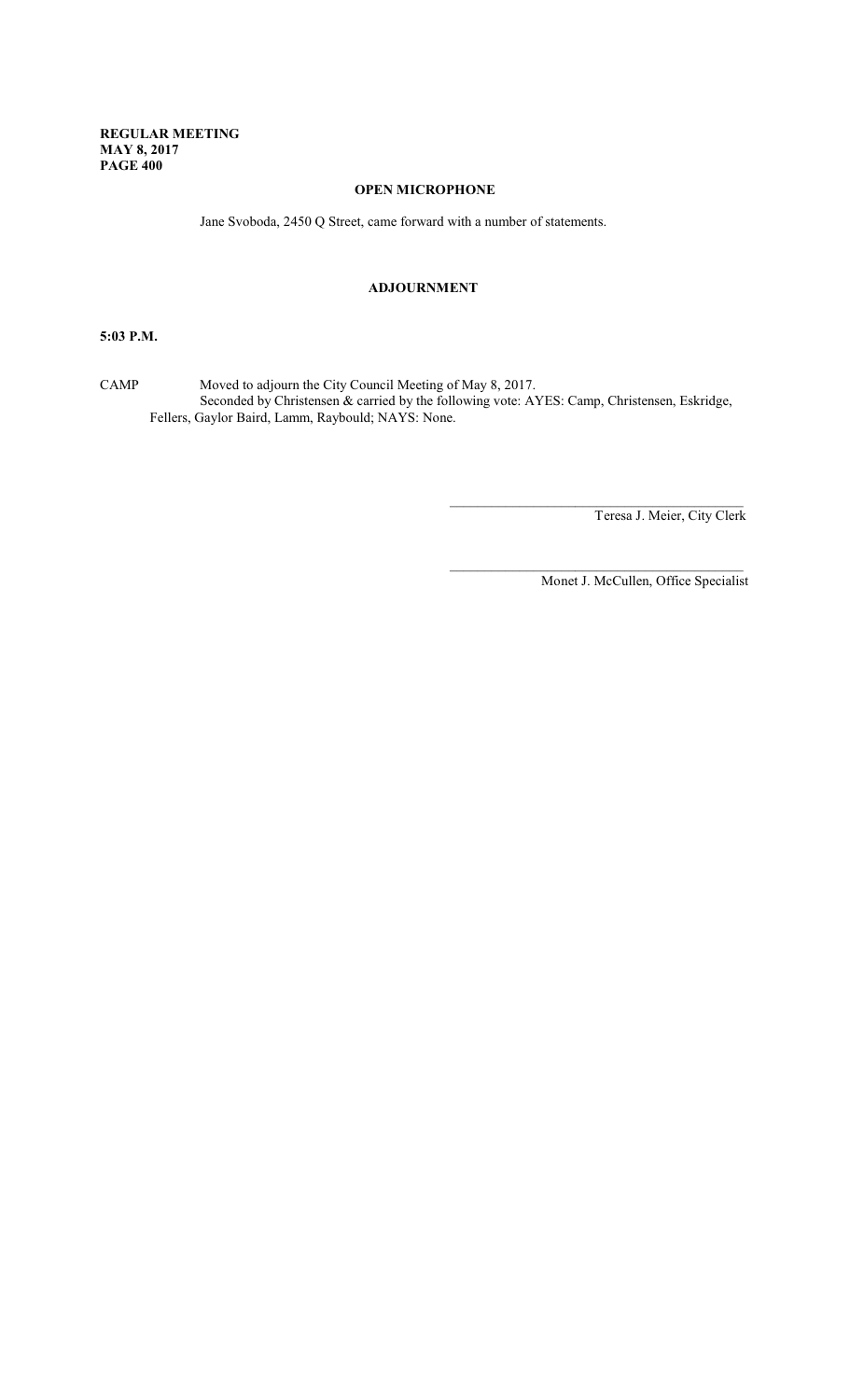## OPEN MICROPHONE

Jane Svoboda, 2450 Q Street, came forward with a number of statements.

## ADJOURNMENT

**5:03 P.M.**

CAMP Moved to adjourn the City Council Meeting of May 8, 2017.
Seconded by Christensen & carried by the following vote: AYES: Camp, Christensen, Eskridge, Fellers, Gaylor Baird, Lamm, Raybould; NAYS: None.

\_\_\_\_\_\_\_\_\_\_\_\_\_\_\_\_\_\_\_\_\_\_\_\_\_\_\_\_\_\_\_\_\_\_\_\_\_\_\_\_\_\_\_\_
Teresa J. Meier, City Clerk

\_\_\_\_\_\_\_\_\_\_\_\_\_\_\_\_\_\_\_\_\_\_\_\_\_\_\_\_\_\_\_\_\_\_\_\_\_\_\_\_\_\_\_\_
Monet J. McCullen, Office Specialist